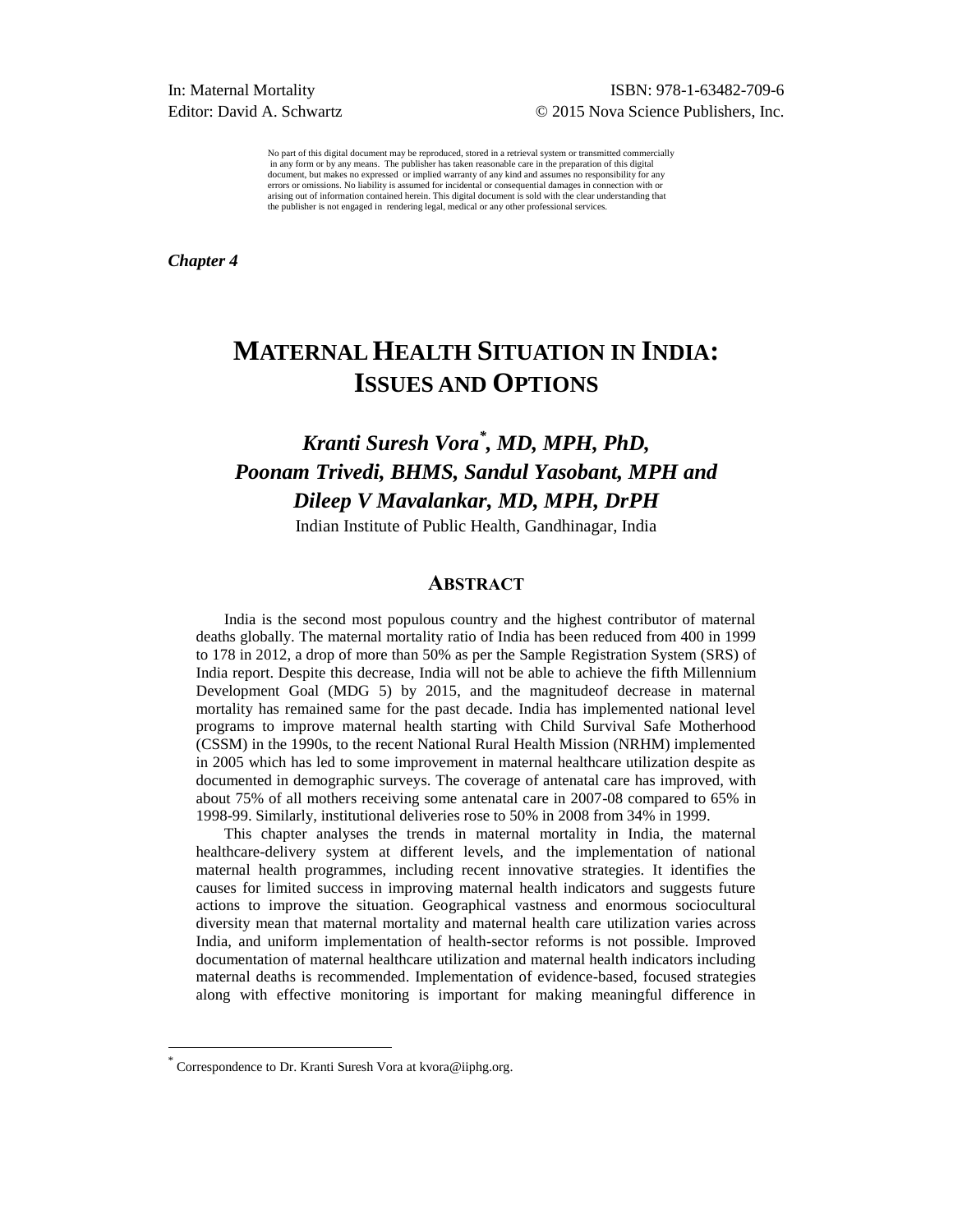In: Maternal Mortality
Editor: David A. Schwartz

ISBN: 978-1-63482-709-6
© 2015 Nova Science Publishers, Inc.

No part of this digital document may be reproduced, stored in a retrieval system or transmitted commercially in any form or by any means. The publisher has taken reasonable care in the preparation of this digital document, but makes no expressed or implied warranty of any kind and assumes no responsibility for any errors or omissions. No liability is assumed for incidental or consequential damages in connection with or arising out of information contained herein. This digital document is sold with the clear understanding that the publisher is not engaged in rendering legal, medical or any other professional services.

***Chapter 4***

# MATERNAL HEALTH SITUATION IN INDIA: ISSUES AND OPTIONS

***Kranti Suresh Vora[\*], MD, MPH, PhD, Poonam Trivedi, BHMS, Sandul Yasobant, MPH and Dileep V Mavalankar, MD, MPH, DrPH***

Indian Institute of Public Health, Gandhinagar, India

## ABSTRACT

India is the second most populous country and the highest contributor of maternal deaths globally. The maternal mortality ratio of India has been reduced from 400 in 1999 to 178 in 2012, a drop of more than 50% as per the Sample Registration System (SRS) of India report. Despite this decrease, India will not be able to achieve the fifth Millennium Development Goal (MDG 5) by 2015, and the magnitudeof decrease in maternal mortality has remained same for the past decade. India has implemented national level programs to improve maternal health starting with Child Survival Safe Motherhood (CSSM) in the 1990s, to the recent National Rural Health Mission (NRHM) implemented in 2005 which has led to some improvement in maternal healthcare utilization despite as documented in demographic surveys. The coverage of antenatal care has improved, with about 75% of all mothers receiving some antenatal care in 2007-08 compared to 65% in 1998-99. Similarly, institutional deliveries rose to 50% in 2008 from 34% in 1999.

This chapter analyses the trends in maternal mortality in India, the maternal healthcare-delivery system at different levels, and the implementation of national maternal health programmes, including recent innovative strategies. It identifies the causes for limited success in improving maternal health indicators and suggests future actions to improve the situation. Geographical vastness and enormous sociocultural diversity mean that maternal mortality and maternal health care utilization varies across India, and uniform implementation of health-sector reforms is not possible. Improved documentation of maternal healthcare utilization and maternal health indicators including maternal deaths is recommended. Implementation of evidence-based, focused strategies along with effective monitoring is important for making meaningful difference in

[\*] Correspondence to Dr. Kranti Suresh Vora at kvora@iiphg.org.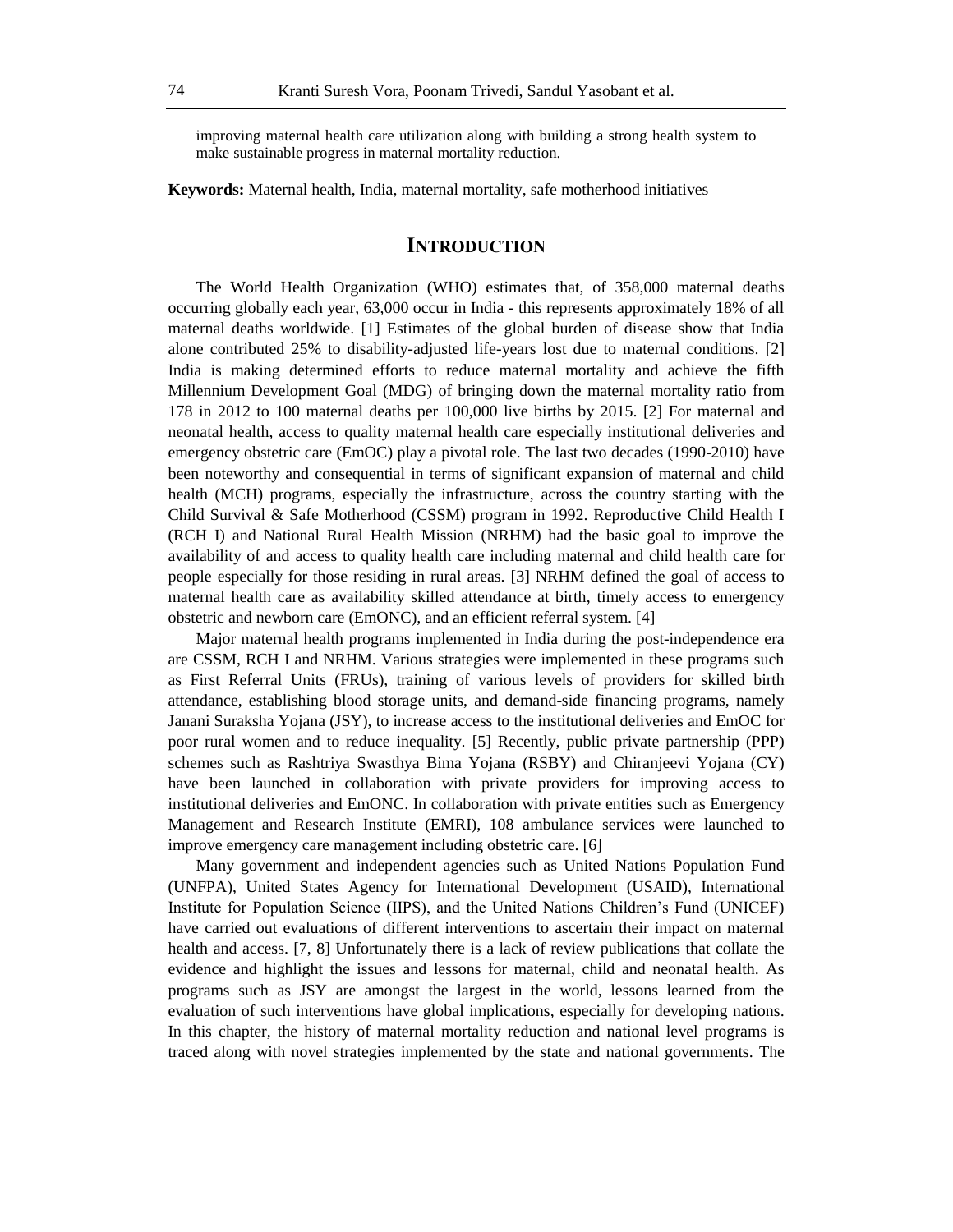improving maternal health care utilization along with building a strong health system to make sustainable progress in maternal mortality reduction.

**Keywords:** Maternal health, India, maternal mortality, safe motherhood initiatives

## INTRODUCTION

The World Health Organization (WHO) estimates that, of 358,000 maternal deaths occurring globally each year, 63,000 occur in India - this represents approximately 18% of all maternal deaths worldwide. [1] Estimates of the global burden of disease show that India alone contributed 25% to disability-adjusted life-years lost due to maternal conditions. [2] India is making determined efforts to reduce maternal mortality and achieve the fifth Millennium Development Goal (MDG) of bringing down the maternal mortality ratio from 178 in 2012 to 100 maternal deaths per 100,000 live births by 2015. [2] For maternal and neonatal health, access to quality maternal health care especially institutional deliveries and emergency obstetric care (EmOC) play a pivotal role. The last two decades (1990-2010) have been noteworthy and consequential in terms of significant expansion of maternal and child health (MCH) programs, especially the infrastructure, across the country starting with the Child Survival & Safe Motherhood (CSSM) program in 1992. Reproductive Child Health I (RCH I) and National Rural Health Mission (NRHM) had the basic goal to improve the availability of and access to quality health care including maternal and child health care for people especially for those residing in rural areas. [3] NRHM defined the goal of access to maternal health care as availability skilled attendance at birth, timely access to emergency obstetric and newborn care (EmONC), and an efficient referral system. [4]

Major maternal health programs implemented in India during the post-independence era are CSSM, RCH I and NRHM. Various strategies were implemented in these programs such as First Referral Units (FRUs), training of various levels of providers for skilled birth attendance, establishing blood storage units, and demand-side financing programs, namely Janani Suraksha Yojana (JSY), to increase access to the institutional deliveries and EmOC for poor rural women and to reduce inequality. [5] Recently, public private partnership (PPP) schemes such as Rashtriya Swasthya Bima Yojana (RSBY) and Chiranjeevi Yojana (CY) have been launched in collaboration with private providers for improving access to institutional deliveries and EmONC. In collaboration with private entities such as Emergency Management and Research Institute (EMRI), 108 ambulance services were launched to improve emergency care management including obstetric care. [6]

Many government and independent agencies such as United Nations Population Fund (UNFPA), United States Agency for International Development (USAID), International Institute for Population Science (IIPS), and the United Nations Children's Fund (UNICEF) have carried out evaluations of different interventions to ascertain their impact on maternal health and access. [7, 8] Unfortunately there is a lack of review publications that collate the evidence and highlight the issues and lessons for maternal, child and neonatal health. As programs such as JSY are amongst the largest in the world, lessons learned from the evaluation of such interventions have global implications, especially for developing nations. In this chapter, the history of maternal mortality reduction and national level programs is traced along with novel strategies implemented by the state and national governments. The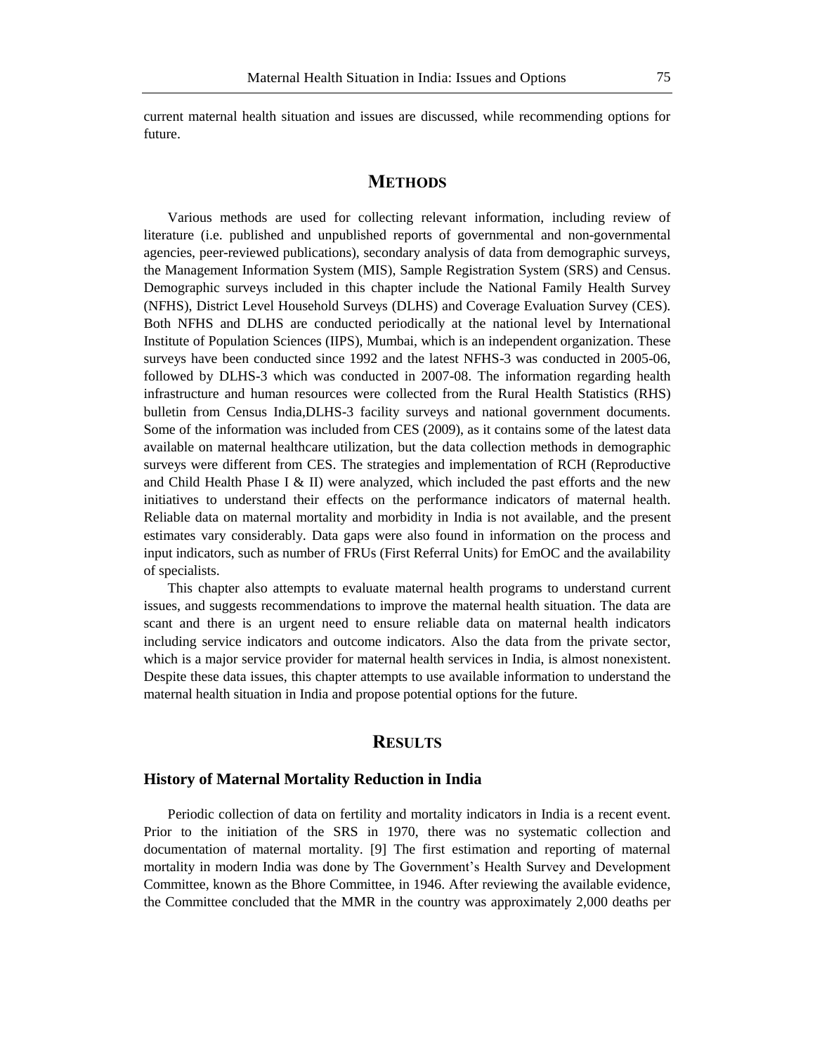current maternal health situation and issues are discussed, while recommending options for future.

## METHODS

Various methods are used for collecting relevant information, including review of literature (i.e. published and unpublished reports of governmental and non-governmental agencies, peer-reviewed publications), secondary analysis of data from demographic surveys, the Management Information System (MIS), Sample Registration System (SRS) and Census. Demographic surveys included in this chapter include the National Family Health Survey (NFHS), District Level Household Surveys (DLHS) and Coverage Evaluation Survey (CES). Both NFHS and DLHS are conducted periodically at the national level by International Institute of Population Sciences (IIPS), Mumbai, which is an independent organization. These surveys have been conducted since 1992 and the latest NFHS-3 was conducted in 2005-06, followed by DLHS-3 which was conducted in 2007-08. The information regarding health infrastructure and human resources were collected from the Rural Health Statistics (RHS) bulletin from Census India,DLHS-3 facility surveys and national government documents. Some of the information was included from CES (2009), as it contains some of the latest data available on maternal healthcare utilization, but the data collection methods in demographic surveys were different from CES. The strategies and implementation of RCH (Reproductive and Child Health Phase I & II) were analyzed, which included the past efforts and the new initiatives to understand their effects on the performance indicators of maternal health. Reliable data on maternal mortality and morbidity in India is not available, and the present estimates vary considerably. Data gaps were also found in information on the process and input indicators, such as number of FRUs (First Referral Units) for EmOC and the availability of specialists.

This chapter also attempts to evaluate maternal health programs to understand current issues, and suggests recommendations to improve the maternal health situation. The data are scant and there is an urgent need to ensure reliable data on maternal health indicators including service indicators and outcome indicators. Also the data from the private sector, which is a major service provider for maternal health services in India, is almost nonexistent. Despite these data issues, this chapter attempts to use available information to understand the maternal health situation in India and propose potential options for the future.

## RESULTS

### History of Maternal Mortality Reduction in India

Periodic collection of data on fertility and mortality indicators in India is a recent event. Prior to the initiation of the SRS in 1970, there was no systematic collection and documentation of maternal mortality. [9] The first estimation and reporting of maternal mortality in modern India was done by The Government's Health Survey and Development Committee, known as the Bhore Committee, in 1946. After reviewing the available evidence, the Committee concluded that the MMR in the country was approximately 2,000 deaths per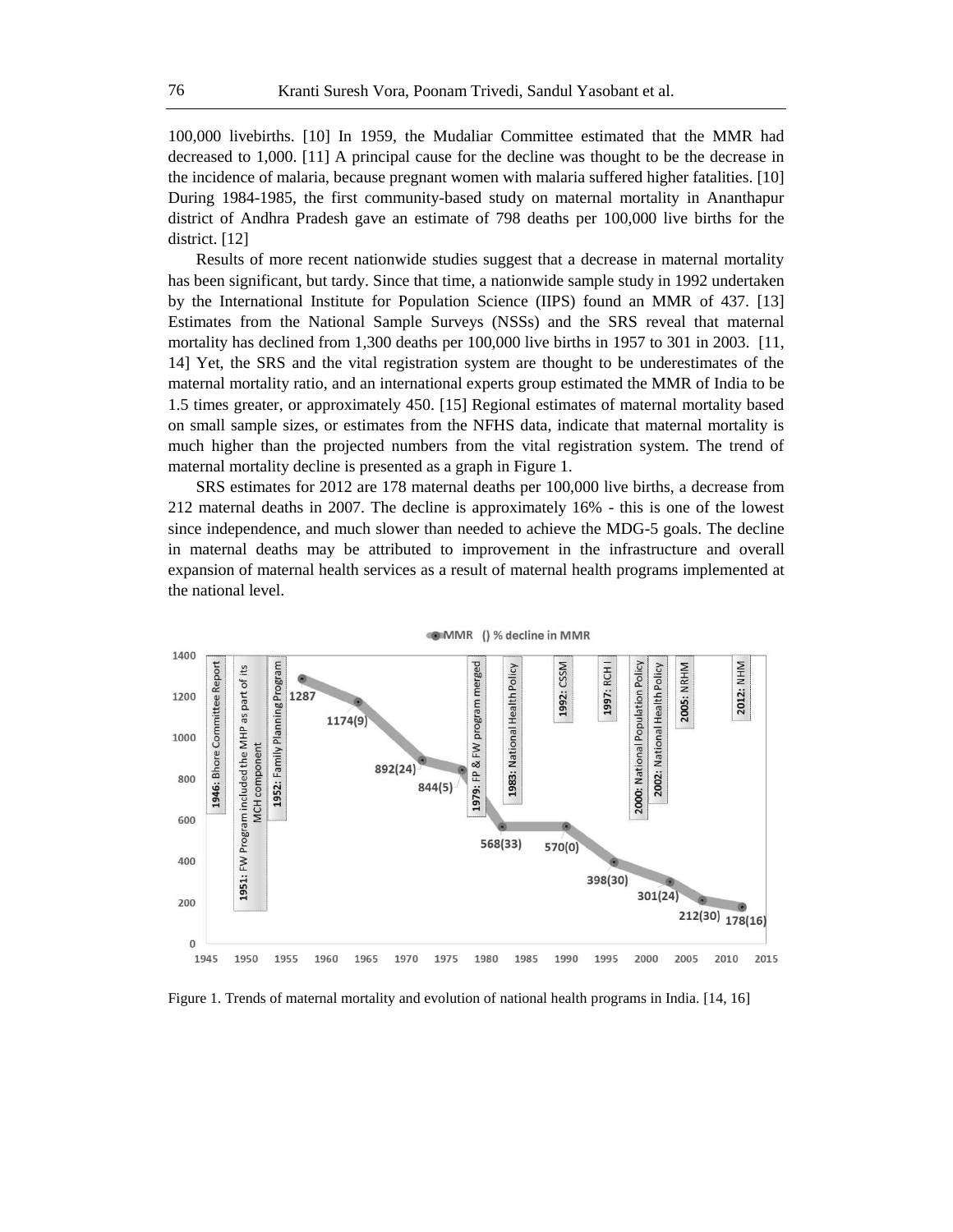100,000 livebirths. [10] In 1959, the Mudaliar Committee estimated that the MMR had decreased to 1,000. [11] A principal cause for the decline was thought to be the decrease in the incidence of malaria, because pregnant women with malaria suffered higher fatalities. [10] During 1984-1985, the first community-based study on maternal mortality in Ananthapur district of Andhra Pradesh gave an estimate of 798 deaths per 100,000 live births for the district. [12]

Results of more recent nationwide studies suggest that a decrease in maternal mortality has been significant, but tardy. Since that time, a nationwide sample study in 1992 undertaken by the International Institute for Population Science (IIPS) found an MMR of 437. [13] Estimates from the National Sample Surveys (NSSs) and the SRS reveal that maternal mortality has declined from 1,300 deaths per 100,000 live births in 1957 to 301 in 2003. [11, 14] Yet, the SRS and the vital registration system are thought to be underestimates of the maternal mortality ratio, and an international experts group estimated the MMR of India to be 1.5 times greater, or approximately 450. [15] Regional estimates of maternal mortality based on small sample sizes, or estimates from the NFHS data, indicate that maternal mortality is much higher than the projected numbers from the vital registration system. The trend of maternal mortality decline is presented as a graph in Figure 1.

SRS estimates for 2012 are 178 maternal deaths per 100,000 live births, a decrease from 212 maternal deaths in 2007. The decline is approximately 16% - this is one of the lowest since independence, and much slower than needed to achieve the MDG-5 goals. The decline in maternal deaths may be attributed to improvement in the infrastructure and overall expansion of maternal health services as a result of maternal health programs implemented at the national level.

Figure 1. Trends of maternal mortality and evolution of national health programs in India. [14, 16]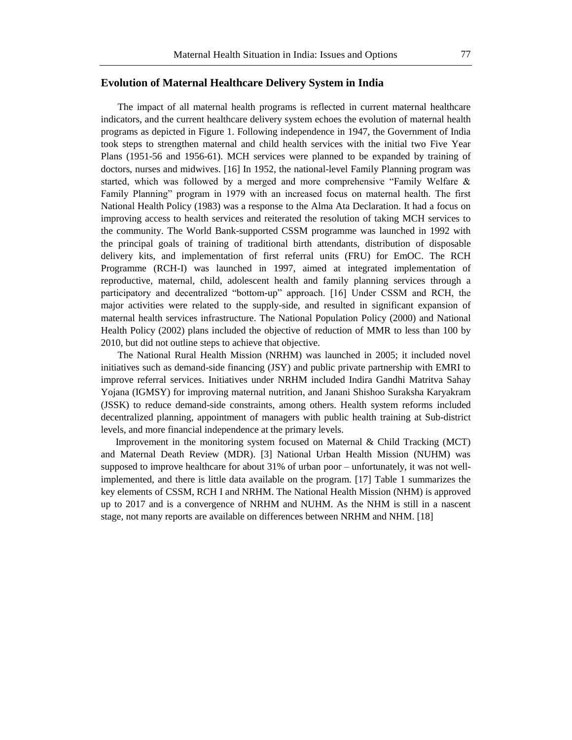## Evolution of Maternal Healthcare Delivery System in India

The impact of all maternal health programs is reflected in current maternal healthcare indicators, and the current healthcare delivery system echoes the evolution of maternal health programs as depicted in Figure 1. Following independence in 1947, the Government of India took steps to strengthen maternal and child health services with the initial two Five Year Plans (1951-56 and 1956-61). MCH services were planned to be expanded by training of doctors, nurses and midwives. [16] In 1952, the national-level Family Planning program was started, which was followed by a merged and more comprehensive "Family Welfare & Family Planning" program in 1979 with an increased focus on maternal health. The first National Health Policy (1983) was a response to the Alma Ata Declaration. It had a focus on improving access to health services and reiterated the resolution of taking MCH services to the community. The World Bank-supported CSSM programme was launched in 1992 with the principal goals of training of traditional birth attendants, distribution of disposable delivery kits, and implementation of first referral units (FRU) for EmOC. The RCH Programme (RCH-I) was launched in 1997, aimed at integrated implementation of reproductive, maternal, child, adolescent health and family planning services through a participatory and decentralized "bottom-up" approach. [16] Under CSSM and RCH, the major activities were related to the supply-side, and resulted in significant expansion of maternal health services infrastructure. The National Population Policy (2000) and National Health Policy (2002) plans included the objective of reduction of MMR to less than 100 by 2010, but did not outline steps to achieve that objective.

The National Rural Health Mission (NRHM) was launched in 2005; it included novel initiatives such as demand-side financing (JSY) and public private partnership with EMRI to improve referral services. Initiatives under NRHM included Indira Gandhi Matritva Sahay Yojana (IGMSY) for improving maternal nutrition, and Janani Shishoo Suraksha Karyakram (JSSK) to reduce demand-side constraints, among others. Health system reforms included decentralized planning, appointment of managers with public health training at Sub-district levels, and more financial independence at the primary levels.

Improvement in the monitoring system focused on Maternal & Child Tracking (MCT) and Maternal Death Review (MDR). [3] National Urban Health Mission (NUHM) was supposed to improve healthcare for about 31% of urban poor – unfortunately, it was not well-implemented, and there is little data available on the program. [17] Table 1 summarizes the key elements of CSSM, RCH I and NRHM. The National Health Mission (NHM) is approved up to 2017 and is a convergence of NRHM and NUHM. As the NHM is still in a nascent stage, not many reports are available on differences between NRHM and NHM. [18]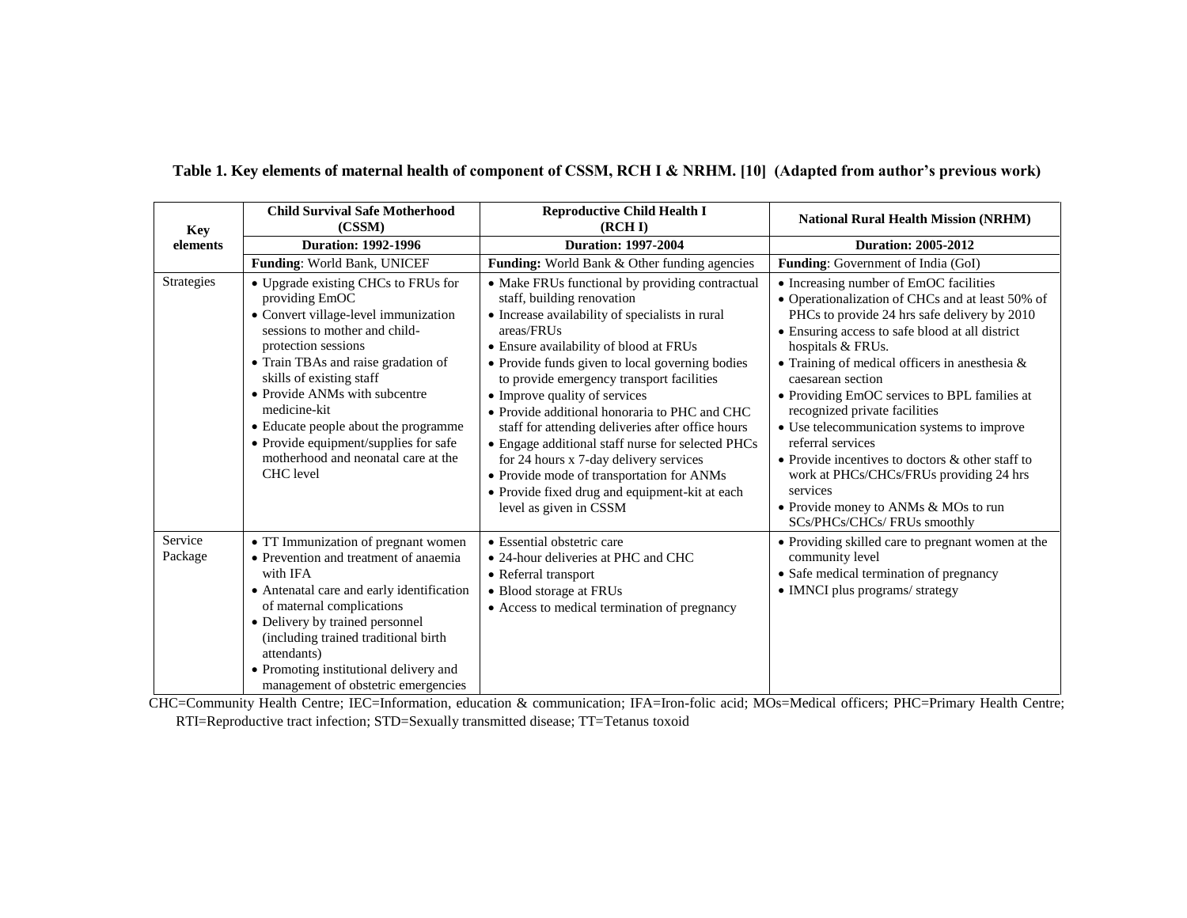**Table 1. Key elements of maternal health of component of CSSM, RCH I & NRHM. [10] (Adapted from author's previous work)**

| Key elements | Child Survival Safe Motherhood (CSSM) | Reproductive Child Health I (RCH I) | National Rural Health Mission (NRHM) |
|---|---|---|---|
| | **Duration: 1992-1996** | **Duration: 1997-2004** | **Duration: 2005-2012** |
| | **Funding**: World Bank, UNICEF | **Funding:** World Bank & Other funding agencies | **Funding**: Government of India (GoI) |
| Strategies | • Upgrade existing CHCs to FRUs for providing EmOC<br>• Convert village-level immunization sessions to mother and child-protection sessions<br>• Train TBAs and raise gradation of skills of existing staff<br>• Provide ANMs with subcentre medicine-kit<br>• Educate people about the programme<br>• Provide equipment/supplies for safe motherhood and neonatal care at the CHC level | • Make FRUs functional by providing contractual staff, building renovation<br>• Increase availability of specialists in rural areas/FRUs<br>• Ensure availability of blood at FRUs<br>• Provide funds given to local governing bodies to provide emergency transport facilities<br>• Improve quality of services<br>• Provide additional honoraria to PHC and CHC staff for attending deliveries after office hours<br>• Engage additional staff nurse for selected PHCs for 24 hours x 7-day delivery services<br>• Provide mode of transportation for ANMs<br>• Provide fixed drug and equipment-kit at each level as given in CSSM | • Increasing number of EmOC facilities<br>• Operationalization of CHCs and at least 50% of PHCs to provide 24 hrs safe delivery by 2010<br>• Ensuring access to safe blood at all district hospitals & FRUs.<br>• Training of medical officers in anesthesia & caesarean section<br>• Providing EmOC services to BPL families at recognized private facilities<br>• Use telecommunication systems to improve referral services<br>• Provide incentives to doctors & other staff to work at PHCs/CHCs/FRUs providing 24 hrs services<br>• Provide money to ANMs & MOs to run SCs/PHCs/CHCs/ FRUs smoothly |
| Service Package | • TT Immunization of pregnant women<br>• Prevention and treatment of anaemia with IFA<br>• Antenatal care and early identification of maternal complications<br>• Delivery by trained personnel (including trained traditional birth attendants)<br>• Promoting institutional delivery and management of obstetric emergencies | • Essential obstetric care<br>• 24-hour deliveries at PHC and CHC<br>• Referral transport<br>• Blood storage at FRUs<br>• Access to medical termination of pregnancy | • Providing skilled care to pregnant women at the community level<br>• Safe medical termination of pregnancy<br>• IMNCI plus programs/ strategy |

CHC=Community Health Centre; IEC=Information, education & communication; IFA=Iron-folic acid; MOs=Medical officers; PHC=Primary Health Centre; RTI=Reproductive tract infection; STD=Sexually transmitted disease; TT=Tetanus toxoid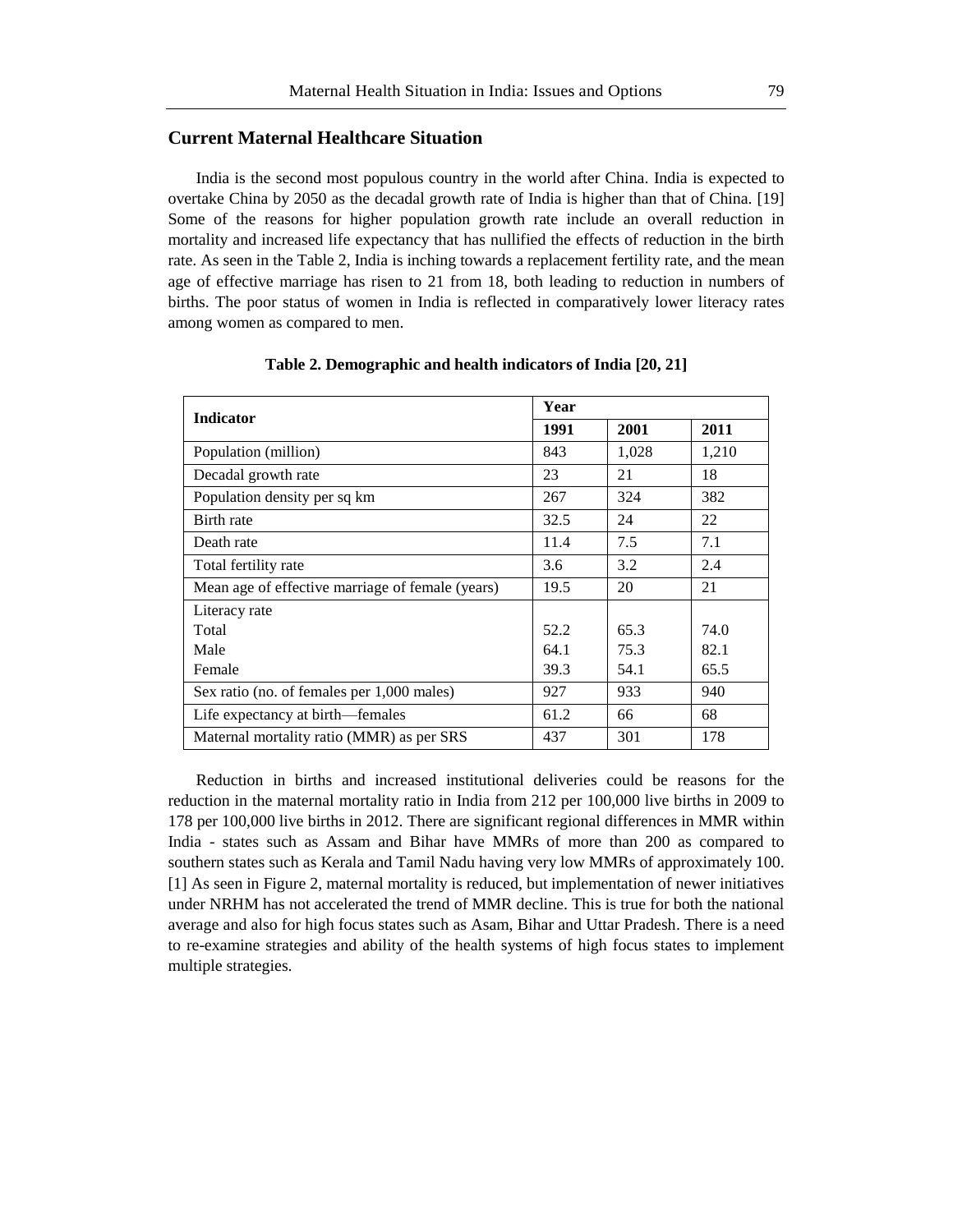## Current Maternal Healthcare Situation

India is the second most populous country in the world after China. India is expected to overtake China by 2050 as the decadal growth rate of India is higher than that of China. [19] Some of the reasons for higher population growth rate include an overall reduction in mortality and increased life expectancy that has nullified the effects of reduction in the birth rate. As seen in the Table 2, India is inching towards a replacement fertility rate, and the mean age of effective marriage has risen to 21 from 18, both leading to reduction in numbers of births. The poor status of women in India is reflected in comparatively lower literacy rates among women as compared to men.

**Table 2. Demographic and health indicators of India [20, 21]**

| Indicator | Year | | |
|---|---|---|---|
| | 1991 | 2001 | 2011 |
| Population (million) | 843 | 1,028 | 1,210 |
| Decadal growth rate | 23 | 21 | 18 |
| Population density per sq km | 267 | 324 | 382 |
| Birth rate | 32.5 | 24 | 22 |
| Death rate | 11.4 | 7.5 | 7.1 |
| Total fertility rate | 3.6 | 3.2 | 2.4 |
| Mean age of effective marriage of female (years) | 19.5 | 20 | 21 |
| Literacy rate | | | |
| Total | 52.2 | 65.3 | 74.0 |
| Male | 64.1 | 75.3 | 82.1 |
| Female | 39.3 | 54.1 | 65.5 |
| Sex ratio (no. of females per 1,000 males) | 927 | 933 | 940 |
| Life expectancy at birth—females | 61.2 | 66 | 68 |
| Maternal mortality ratio (MMR) as per SRS | 437 | 301 | 178 |

Reduction in births and increased institutional deliveries could be reasons for the reduction in the maternal mortality ratio in India from 212 per 100,000 live births in 2009 to 178 per 100,000 live births in 2012. There are significant regional differences in MMR within India - states such as Assam and Bihar have MMRs of more than 200 as compared to southern states such as Kerala and Tamil Nadu having very low MMRs of approximately 100. [1] As seen in Figure 2, maternal mortality is reduced, but implementation of newer initiatives under NRHM has not accelerated the trend of MMR decline. This is true for both the national average and also for high focus states such as Asam, Bihar and Uttar Pradesh. There is a need to re-examine strategies and ability of the health systems of high focus states to implement multiple strategies.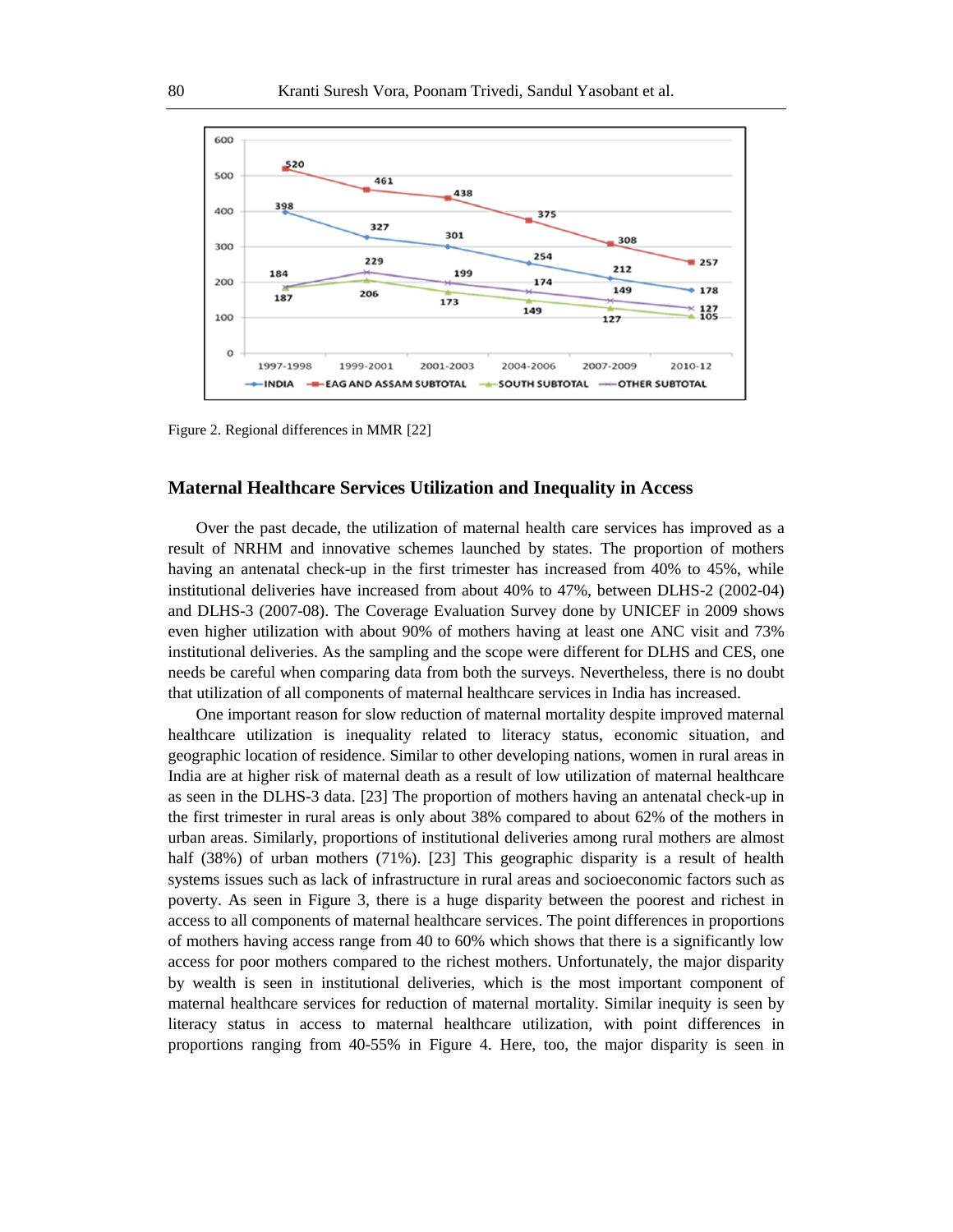Figure 2. Regional differences in MMR [22]

## Maternal Healthcare Services Utilization and Inequality in Access

Over the past decade, the utilization of maternal health care services has improved as a result of NRHM and innovative schemes launched by states. The proportion of mothers having an antenatal check-up in the first trimester has increased from 40% to 45%, while institutional deliveries have increased from about 40% to 47%, between DLHS-2 (2002-04) and DLHS-3 (2007-08). The Coverage Evaluation Survey done by UNICEF in 2009 shows even higher utilization with about 90% of mothers having at least one ANC visit and 73% institutional deliveries. As the sampling and the scope were different for DLHS and CES, one needs be careful when comparing data from both the surveys. Nevertheless, there is no doubt that utilization of all components of maternal healthcare services in India has increased.

One important reason for slow reduction of maternal mortality despite improved maternal healthcare utilization is inequality related to literacy status, economic situation, and geographic location of residence. Similar to other developing nations, women in rural areas in India are at higher risk of maternal death as a result of low utilization of maternal healthcare as seen in the DLHS-3 data. [23] The proportion of mothers having an antenatal check-up in the first trimester in rural areas is only about 38% compared to about 62% of the mothers in urban areas. Similarly, proportions of institutional deliveries among rural mothers are almost half (38%) of urban mothers (71%). [23] This geographic disparity is a result of health systems issues such as lack of infrastructure in rural areas and socioeconomic factors such as poverty. As seen in Figure 3, there is a huge disparity between the poorest and richest in access to all components of maternal healthcare services. The point differences in proportions of mothers having access range from 40 to 60% which shows that there is a significantly low access for poor mothers compared to the richest mothers. Unfortunately, the major disparity by wealth is seen in institutional deliveries, which is the most important component of maternal healthcare services for reduction of maternal mortality. Similar inequity is seen by literacy status in access to maternal healthcare utilization, with point differences in proportions ranging from 40-55% in Figure 4. Here, too, the major disparity is seen in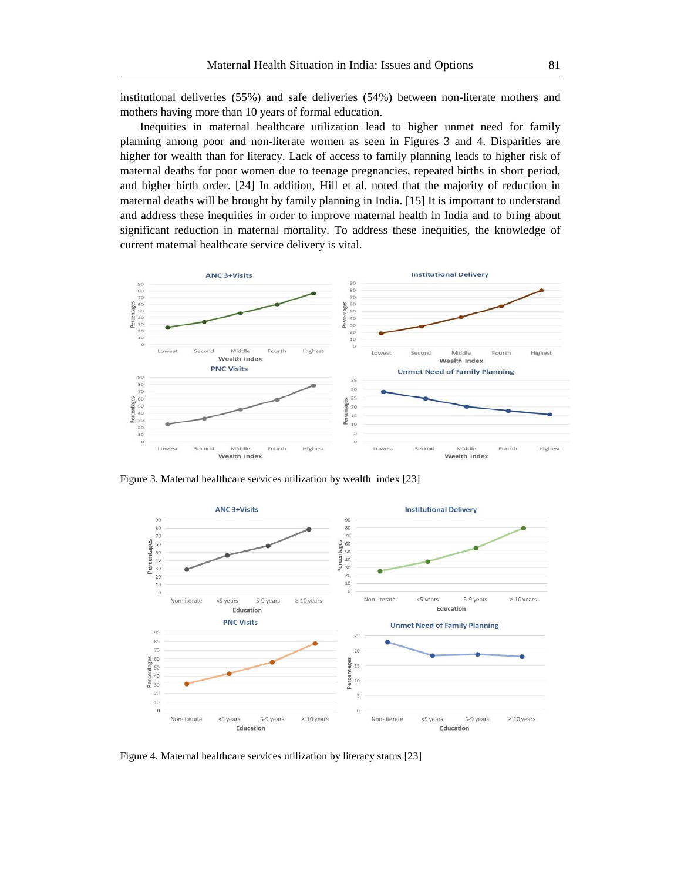institutional deliveries (55%) and safe deliveries (54%) between non-literate mothers and mothers having more than 10 years of formal education.

Inequities in maternal healthcare utilization lead to higher unmet need for family planning among poor and non-literate women as seen in Figures 3 and 4. Disparities are higher for wealth than for literacy. Lack of access to family planning leads to higher risk of maternal deaths for poor women due to teenage pregnancies, repeated births in short period, and higher birth order. [24] In addition, Hill et al. noted that the majority of reduction in maternal deaths will be brought by family planning in India. [15] It is important to understand and address these inequities in order to improve maternal health in India and to bring about significant reduction in maternal mortality. To address these inequities, the knowledge of current maternal healthcare service delivery is vital.

Figure 3. Maternal healthcare services utilization by wealth index [23]

Figure 4. Maternal healthcare services utilization by literacy status [23]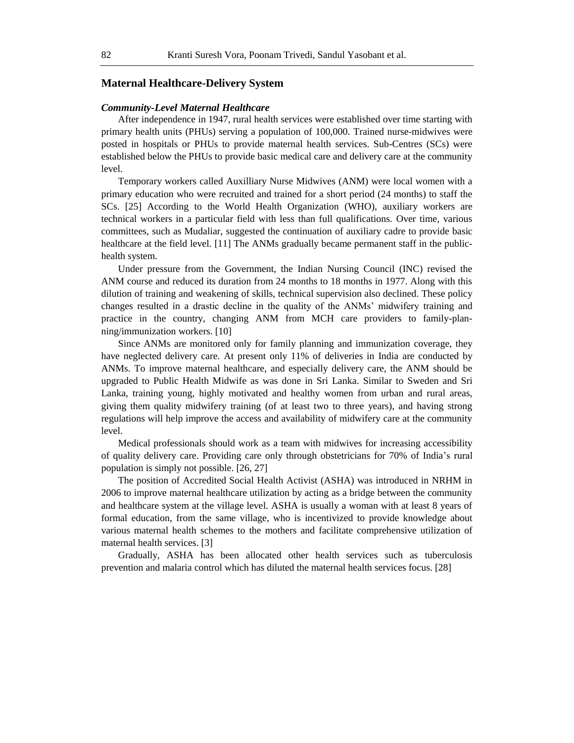## Maternal Healthcare-Delivery System

### *Community-Level Maternal Healthcare*

After independence in 1947, rural health services were established over time starting with primary health units (PHUs) serving a population of 100,000. Trained nurse-midwives were posted in hospitals or PHUs to provide maternal health services. Sub-Centres (SCs) were established below the PHUs to provide basic medical care and delivery care at the community level.

Temporary workers called Auxilliary Nurse Midwives (ANM) were local women with a primary education who were recruited and trained for a short period (24 months) to staff the SCs. [25] According to the World Health Organization (WHO), auxiliary workers are technical workers in a particular field with less than full qualifications. Over time, various committees, such as Mudaliar, suggested the continuation of auxiliary cadre to provide basic healthcare at the field level. [11] The ANMs gradually became permanent staff in the public-health system.

Under pressure from the Government, the Indian Nursing Council (INC) revised the ANM course and reduced its duration from 24 months to 18 months in 1977. Along with this dilution of training and weakening of skills, technical supervision also declined. These policy changes resulted in a drastic decline in the quality of the ANMs' midwifery training and practice in the country, changing ANM from MCH care providers to family-planning/immunization workers. [10]

Since ANMs are monitored only for family planning and immunization coverage, they have neglected delivery care. At present only 11% of deliveries in India are conducted by ANMs. To improve maternal healthcare, and especially delivery care, the ANM should be upgraded to Public Health Midwife as was done in Sri Lanka. Similar to Sweden and Sri Lanka, training young, highly motivated and healthy women from urban and rural areas, giving them quality midwifery training (of at least two to three years), and having strong regulations will help improve the access and availability of midwifery care at the community level.

Medical professionals should work as a team with midwives for increasing accessibility of quality delivery care. Providing care only through obstetricians for 70% of India's rural population is simply not possible. [26, 27]

The position of Accredited Social Health Activist (ASHA) was introduced in NRHM in 2006 to improve maternal healthcare utilization by acting as a bridge between the community and healthcare system at the village level. ASHA is usually a woman with at least 8 years of formal education, from the same village, who is incentivized to provide knowledge about various maternal health schemes to the mothers and facilitate comprehensive utilization of maternal health services. [3]

Gradually, ASHA has been allocated other health services such as tuberculosis prevention and malaria control which has diluted the maternal health services focus. [28]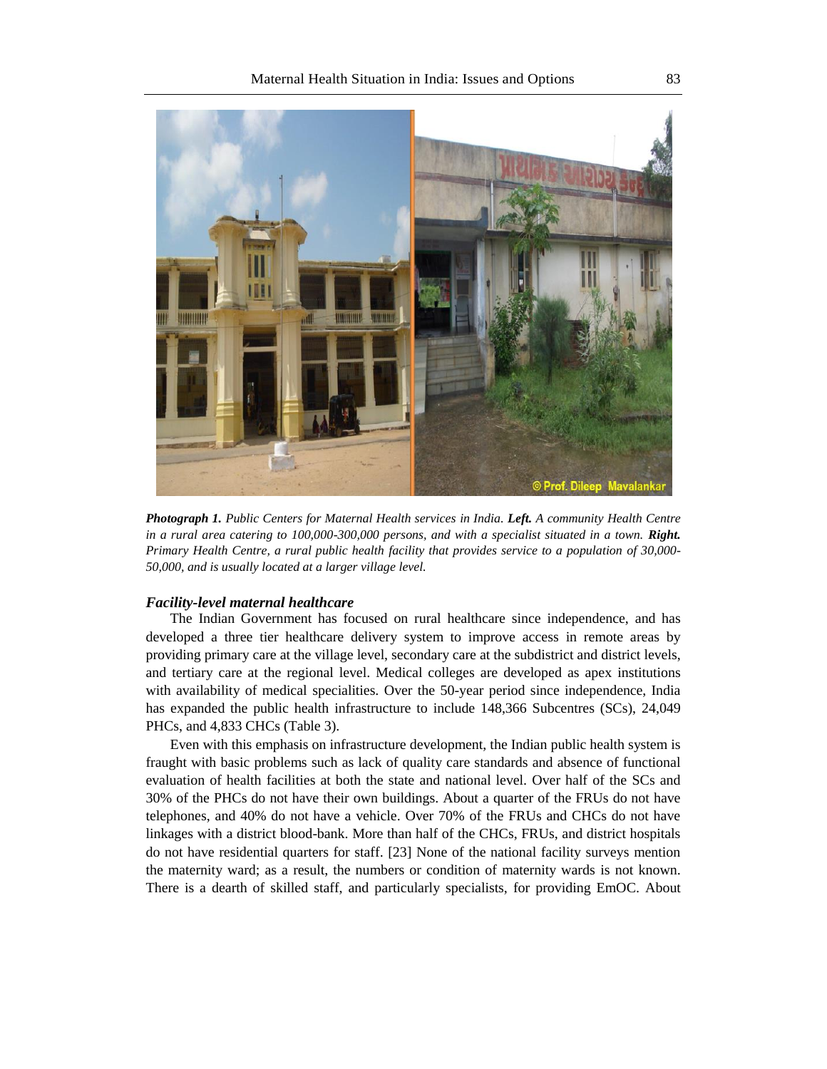*Photograph 1. Public Centers for Maternal Health services in India. Left. A community Health Centre in a rural area catering to 100,000-300,000 persons, and with a specialist situated in a town. Right. Primary Health Centre, a rural public health facility that provides service to a population of 30,000-50,000, and is usually located at a larger village level.*

### *Facility-level maternal healthcare*

The Indian Government has focused on rural healthcare since independence, and has developed a three tier healthcare delivery system to improve access in remote areas by providing primary care at the village level, secondary care at the subdistrict and district levels, and tertiary care at the regional level. Medical colleges are developed as apex institutions with availability of medical specialities. Over the 50-year period since independence, India has expanded the public health infrastructure to include 148,366 Subcentres (SCs), 24,049 PHCs, and 4,833 CHCs (Table 3).

Even with this emphasis on infrastructure development, the Indian public health system is fraught with basic problems such as lack of quality care standards and absence of functional evaluation of health facilities at both the state and national level. Over half of the SCs and 30% of the PHCs do not have their own buildings. About a quarter of the FRUs do not have telephones, and 40% do not have a vehicle. Over 70% of the FRUs and CHCs do not have linkages with a district blood-bank. More than half of the CHCs, FRUs, and district hospitals do not have residential quarters for staff. [23] None of the national facility surveys mention the maternity ward; as a result, the numbers or condition of maternity wards is not known. There is a dearth of skilled staff, and particularly specialists, for providing EmOC. About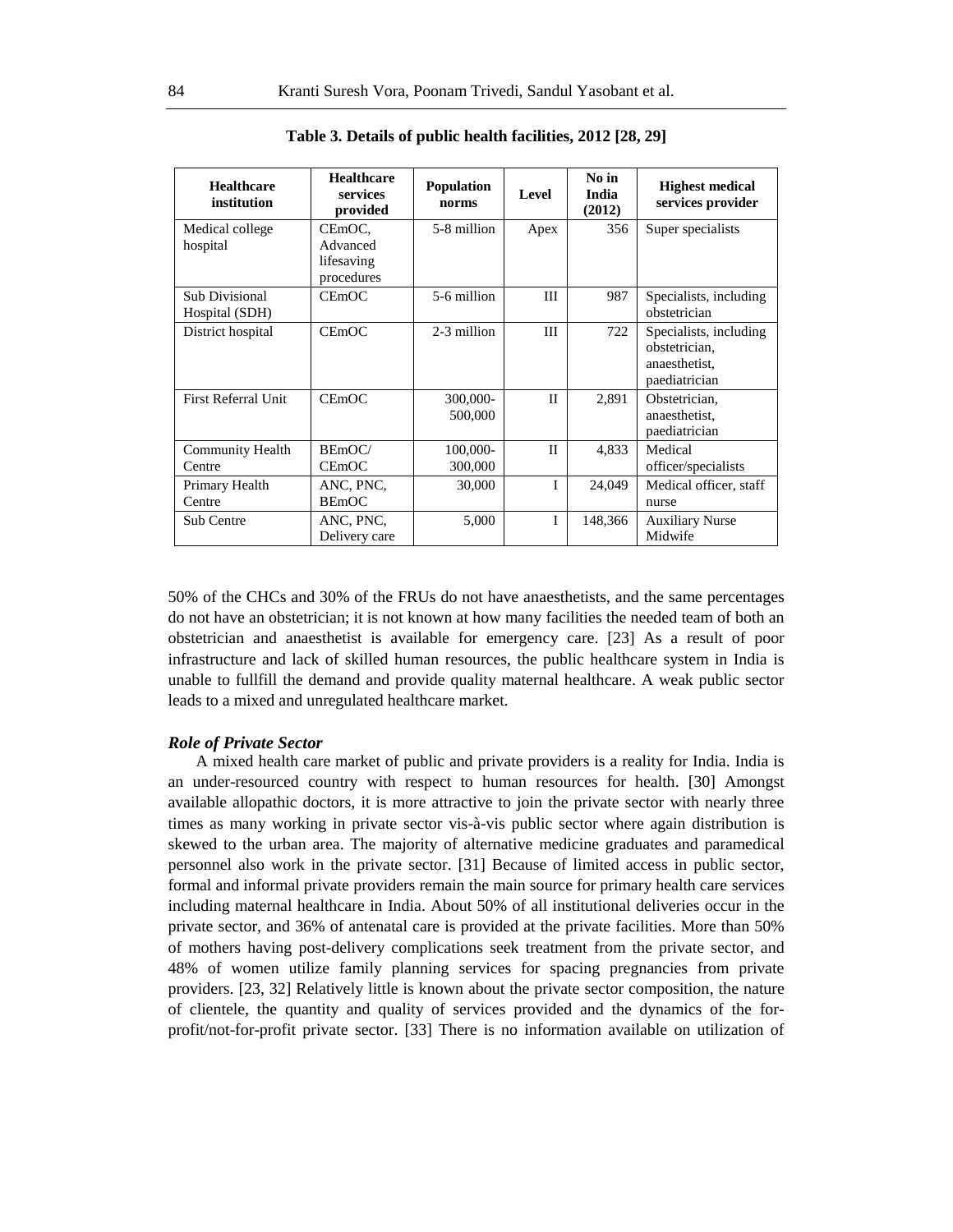**Table 3. Details of public health facilities, 2012 [28, 29]**

| Healthcare institution | Healthcare services provided | Population norms | Level | No in India (2012) | Highest medical services provider |
|---|---|---|---|---|---|
| Medical college hospital | CEmOC, Advanced lifesaving procedures | 5-8 million | Apex | 356 | Super specialists |
| Sub Divisional Hospital (SDH) | CEmOC | 5-6 million | III | 987 | Specialists, including obstetrician |
| District hospital | CEmOC | 2-3 million | III | 722 | Specialists, including obstetrician, anaesthetist, paediatrician |
| First Referral Unit | CEmOC | 300,000-500,000 | II | 2,891 | Obstetrician, anaesthetist, paediatrician |
| Community Health Centre | BEmOC/ CEmOC | 100,000-300,000 | II | 4,833 | Medical officer/specialists |
| Primary Health Centre | ANC, PNC, BEmOC | 30,000 | I | 24,049 | Medical officer, staff nurse |
| Sub Centre | ANC, PNC, Delivery care | 5,000 | I | 148,366 | Auxiliary Nurse Midwife |

50% of the CHCs and 30% of the FRUs do not have anaesthetists, and the same percentages do not have an obstetrician; it is not known at how many facilities the needed team of both an obstetrician and anaesthetist is available for emergency care. [23] As a result of poor infrastructure and lack of skilled human resources, the public healthcare system in India is unable to fullfill the demand and provide quality maternal healthcare. A weak public sector leads to a mixed and unregulated healthcare market.

***Role of Private Sector***

A mixed health care market of public and private providers is a reality for India. India is an under-resourced country with respect to human resources for health. [30] Amongst available allopathic doctors, it is more attractive to join the private sector with nearly three times as many working in private sector vis-à-vis public sector where again distribution is skewed to the urban area. The majority of alternative medicine graduates and paramedical personnel also work in the private sector. [31] Because of limited access in public sector, formal and informal private providers remain the main source for primary health care services including maternal healthcare in India. About 50% of all institutional deliveries occur in the private sector, and 36% of antenatal care is provided at the private facilities. More than 50% of mothers having post-delivery complications seek treatment from the private sector, and 48% of women utilize family planning services for spacing pregnancies from private providers. [23, 32] Relatively little is known about the private sector composition, the nature of clientele, the quantity and quality of services provided and the dynamics of the for-profit/not-for-profit private sector. [33] There is no information available on utilization of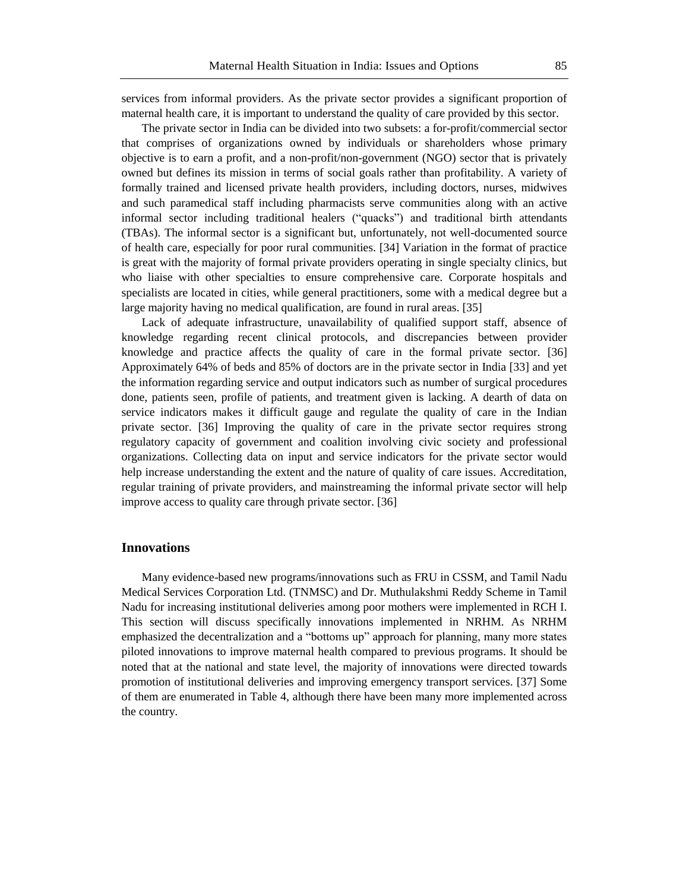services from informal providers. As the private sector provides a significant proportion of maternal health care, it is important to understand the quality of care provided by this sector.

The private sector in India can be divided into two subsets: a for-profit/commercial sector that comprises of organizations owned by individuals or shareholders whose primary objective is to earn a profit, and a non-profit/non-government (NGO) sector that is privately owned but defines its mission in terms of social goals rather than profitability. A variety of formally trained and licensed private health providers, including doctors, nurses, midwives and such paramedical staff including pharmacists serve communities along with an active informal sector including traditional healers ("quacks") and traditional birth attendants (TBAs). The informal sector is a significant but, unfortunately, not well-documented source of health care, especially for poor rural communities. [34] Variation in the format of practice is great with the majority of formal private providers operating in single specialty clinics, but who liaise with other specialties to ensure comprehensive care. Corporate hospitals and specialists are located in cities, while general practitioners, some with a medical degree but a large majority having no medical qualification, are found in rural areas. [35]

Lack of adequate infrastructure, unavailability of qualified support staff, absence of knowledge regarding recent clinical protocols, and discrepancies between provider knowledge and practice affects the quality of care in the formal private sector. [36] Approximately 64% of beds and 85% of doctors are in the private sector in India [33] and yet the information regarding service and output indicators such as number of surgical procedures done, patients seen, profile of patients, and treatment given is lacking. A dearth of data on service indicators makes it difficult gauge and regulate the quality of care in the Indian private sector. [36] Improving the quality of care in the private sector requires strong regulatory capacity of government and coalition involving civic society and professional organizations. Collecting data on input and service indicators for the private sector would help increase understanding the extent and the nature of quality of care issues. Accreditation, regular training of private providers, and mainstreaming the informal private sector will help improve access to quality care through private sector. [36]

## Innovations

Many evidence-based new programs/innovations such as FRU in CSSM, and Tamil Nadu Medical Services Corporation Ltd. (TNMSC) and Dr. Muthulakshmi Reddy Scheme in Tamil Nadu for increasing institutional deliveries among poor mothers were implemented in RCH I. This section will discuss specifically innovations implemented in NRHM. As NRHM emphasized the decentralization and a "bottoms up" approach for planning, many more states piloted innovations to improve maternal health compared to previous programs. It should be noted that at the national and state level, the majority of innovations were directed towards promotion of institutional deliveries and improving emergency transport services. [37] Some of them are enumerated in Table 4, although there have been many more implemented across the country.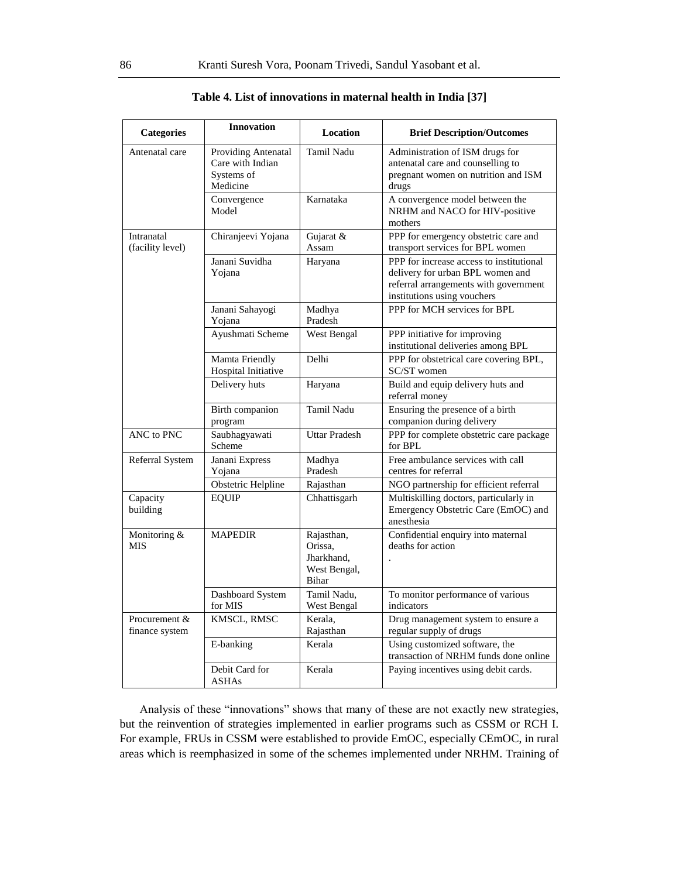**Table 4. List of innovations in maternal health in India [37]**

| Categories | Innovation | Location | Brief Description/Outcomes |
|---|---|---|---|
| Antenatal care | Providing Antenatal Care with Indian Systems of Medicine | Tamil Nadu | Administration of ISM drugs for antenatal care and counselling to pregnant women on nutrition and ISM drugs |
| | Convergence Model | Karnataka | A convergence model between the NRHM and NACO for HIV-positive mothers |
| Intranatal (facility level) | Chiranjeevi Yojana | Gujarat & Assam | PPP for emergency obstetric care and transport services for BPL women |
| | Janani Suvidha Yojana | Haryana | PPP for increase access to institutional delivery for urban BPL women and referral arrangements with government institutions using vouchers |
| | Janani Sahayogi Yojana | Madhya Pradesh | PPP for MCH services for BPL |
| | Ayushmati Scheme | West Bengal | PPP initiative for improving institutional deliveries among BPL |
| | Mamta Friendly Hospital Initiative | Delhi | PPP for obstetrical care covering BPL, SC/ST women |
| | Delivery huts | Haryana | Build and equip delivery huts and referral money |
| | Birth companion program | Tamil Nadu | Ensuring the presence of a birth companion during delivery |
| ANC to PNC | Saubhagyawati Scheme | Uttar Pradesh | PPP for complete obstetric care package for BPL |
| Referral System | Janani Express Yojana | Madhya Pradesh | Free ambulance services with call centres for referral |
| | Obstetric Helpline | Rajasthan | NGO partnership for efficient referral |
| Capacity building | EQUIP | Chhattisgarh | Multiskilling doctors, particularly in Emergency Obstetric Care (EmOC) and anesthesia |
| Monitoring & MIS | MAPEDIR | Rajasthan, Orissa, Jharkhand, West Bengal, Bihar | Confidential enquiry into maternal deaths for action . |
| | Dashboard System for MIS | Tamil Nadu, West Bengal | To monitor performance of various indicators |
| Procurement & finance system | KMSCL, RMSC | Kerala, Rajasthan | Drug management system to ensure a regular supply of drugs |
| | E-banking | Kerala | Using customized software, the transaction of NRHM funds done online |
| | Debit Card for ASHAs | Kerala | Paying incentives using debit cards. |

Analysis of these "innovations" shows that many of these are not exactly new strategies, but the reinvention of strategies implemented in earlier programs such as CSSM or RCH I. For example, FRUs in CSSM were established to provide EmOC, especially CEmOC, in rural areas which is reemphasized in some of the schemes implemented under NRHM. Training of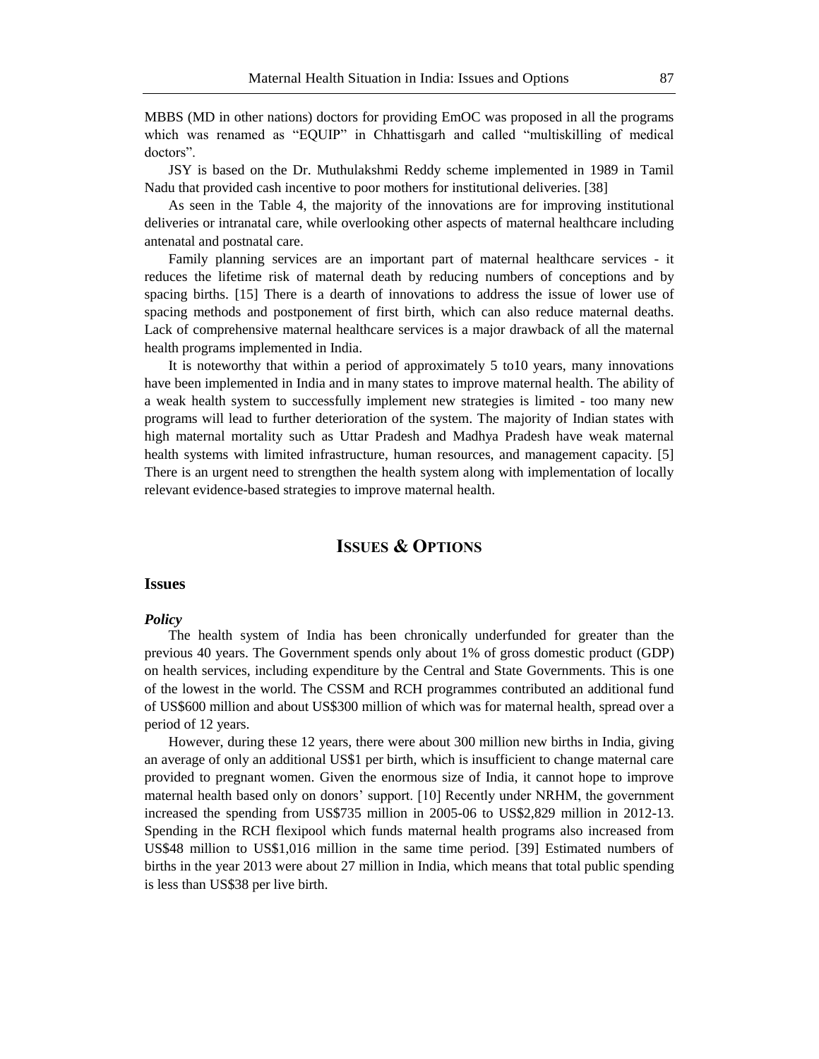MBBS (MD in other nations) doctors for providing EmOC was proposed in all the programs which was renamed as "EQUIP" in Chhattisgarh and called "multiskilling of medical doctors".

JSY is based on the Dr. Muthulakshmi Reddy scheme implemented in 1989 in Tamil Nadu that provided cash incentive to poor mothers for institutional deliveries. [38]

As seen in the Table 4, the majority of the innovations are for improving institutional deliveries or intranatal care, while overlooking other aspects of maternal healthcare including antenatal and postnatal care.

Family planning services are an important part of maternal healthcare services - it reduces the lifetime risk of maternal death by reducing numbers of conceptions and by spacing births. [15] There is a dearth of innovations to address the issue of lower use of spacing methods and postponement of first birth, which can also reduce maternal deaths. Lack of comprehensive maternal healthcare services is a major drawback of all the maternal health programs implemented in India.

It is noteworthy that within a period of approximately 5 to10 years, many innovations have been implemented in India and in many states to improve maternal health. The ability of a weak health system to successfully implement new strategies is limited - too many new programs will lead to further deterioration of the system. The majority of Indian states with high maternal mortality such as Uttar Pradesh and Madhya Pradesh have weak maternal health systems with limited infrastructure, human resources, and management capacity. [5] There is an urgent need to strengthen the health system along with implementation of locally relevant evidence-based strategies to improve maternal health.

## ISSUES & OPTIONS

### Issues

#### *Policy*

The health system of India has been chronically underfunded for greater than the previous 40 years. The Government spends only about 1% of gross domestic product (GDP) on health services, including expenditure by the Central and State Governments. This is one of the lowest in the world. The CSSM and RCH programmes contributed an additional fund of US$600 million and about US$300 million of which was for maternal health, spread over a period of 12 years.

However, during these 12 years, there were about 300 million new births in India, giving an average of only an additional US$1 per birth, which is insufficient to change maternal care provided to pregnant women. Given the enormous size of India, it cannot hope to improve maternal health based only on donors' support. [10] Recently under NRHM, the government increased the spending from US$735 million in 2005-06 to US$2,829 million in 2012-13. Spending in the RCH flexipool which funds maternal health programs also increased from US$48 million to US$1,016 million in the same time period. [39] Estimated numbers of births in the year 2013 were about 27 million in India, which means that total public spending is less than US$38 per live birth.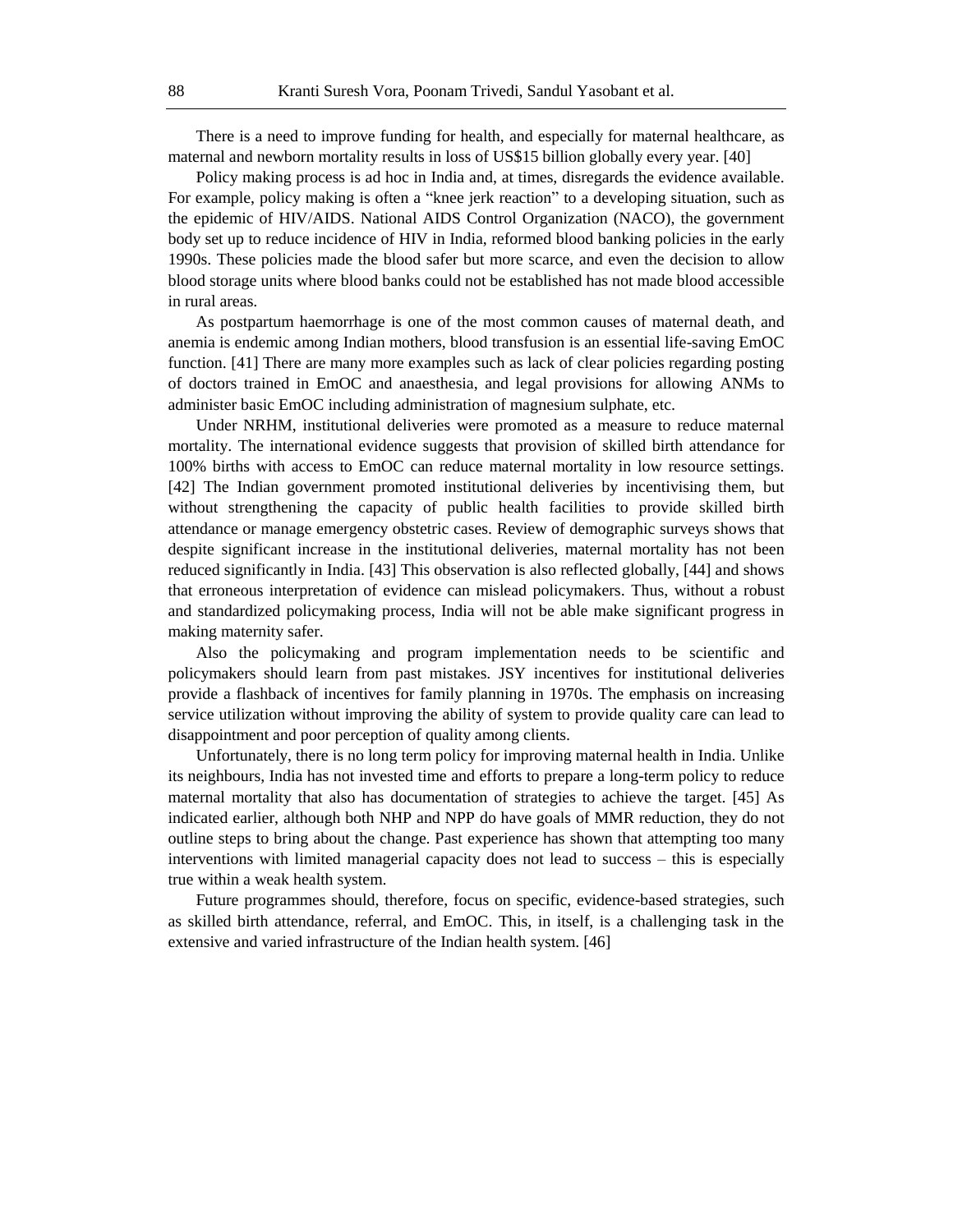There is a need to improve funding for health, and especially for maternal healthcare, as maternal and newborn mortality results in loss of US$15 billion globally every year. [40]

Policy making process is ad hoc in India and, at times, disregards the evidence available. For example, policy making is often a "knee jerk reaction" to a developing situation, such as the epidemic of HIV/AIDS. National AIDS Control Organization (NACO), the government body set up to reduce incidence of HIV in India, reformed blood banking policies in the early 1990s. These policies made the blood safer but more scarce, and even the decision to allow blood storage units where blood banks could not be established has not made blood accessible in rural areas.

As postpartum haemorrhage is one of the most common causes of maternal death, and anemia is endemic among Indian mothers, blood transfusion is an essential life-saving EmOC function. [41] There are many more examples such as lack of clear policies regarding posting of doctors trained in EmOC and anaesthesia, and legal provisions for allowing ANMs to administer basic EmOC including administration of magnesium sulphate, etc.

Under NRHM, institutional deliveries were promoted as a measure to reduce maternal mortality. The international evidence suggests that provision of skilled birth attendance for 100% births with access to EmOC can reduce maternal mortality in low resource settings. [42] The Indian government promoted institutional deliveries by incentivising them, but without strengthening the capacity of public health facilities to provide skilled birth attendance or manage emergency obstetric cases. Review of demographic surveys shows that despite significant increase in the institutional deliveries, maternal mortality has not been reduced significantly in India. [43] This observation is also reflected globally, [44] and shows that erroneous interpretation of evidence can mislead policymakers. Thus, without a robust and standardized policymaking process, India will not be able make significant progress in making maternity safer.

Also the policymaking and program implementation needs to be scientific and policymakers should learn from past mistakes. JSY incentives for institutional deliveries provide a flashback of incentives for family planning in 1970s. The emphasis on increasing service utilization without improving the ability of system to provide quality care can lead to disappointment and poor perception of quality among clients.

Unfortunately, there is no long term policy for improving maternal health in India. Unlike its neighbours, India has not invested time and efforts to prepare a long-term policy to reduce maternal mortality that also has documentation of strategies to achieve the target. [45] As indicated earlier, although both NHP and NPP do have goals of MMR reduction, they do not outline steps to bring about the change. Past experience has shown that attempting too many interventions with limited managerial capacity does not lead to success – this is especially true within a weak health system.

Future programmes should, therefore, focus on specific, evidence-based strategies, such as skilled birth attendance, referral, and EmOC. This, in itself, is a challenging task in the extensive and varied infrastructure of the Indian health system. [46]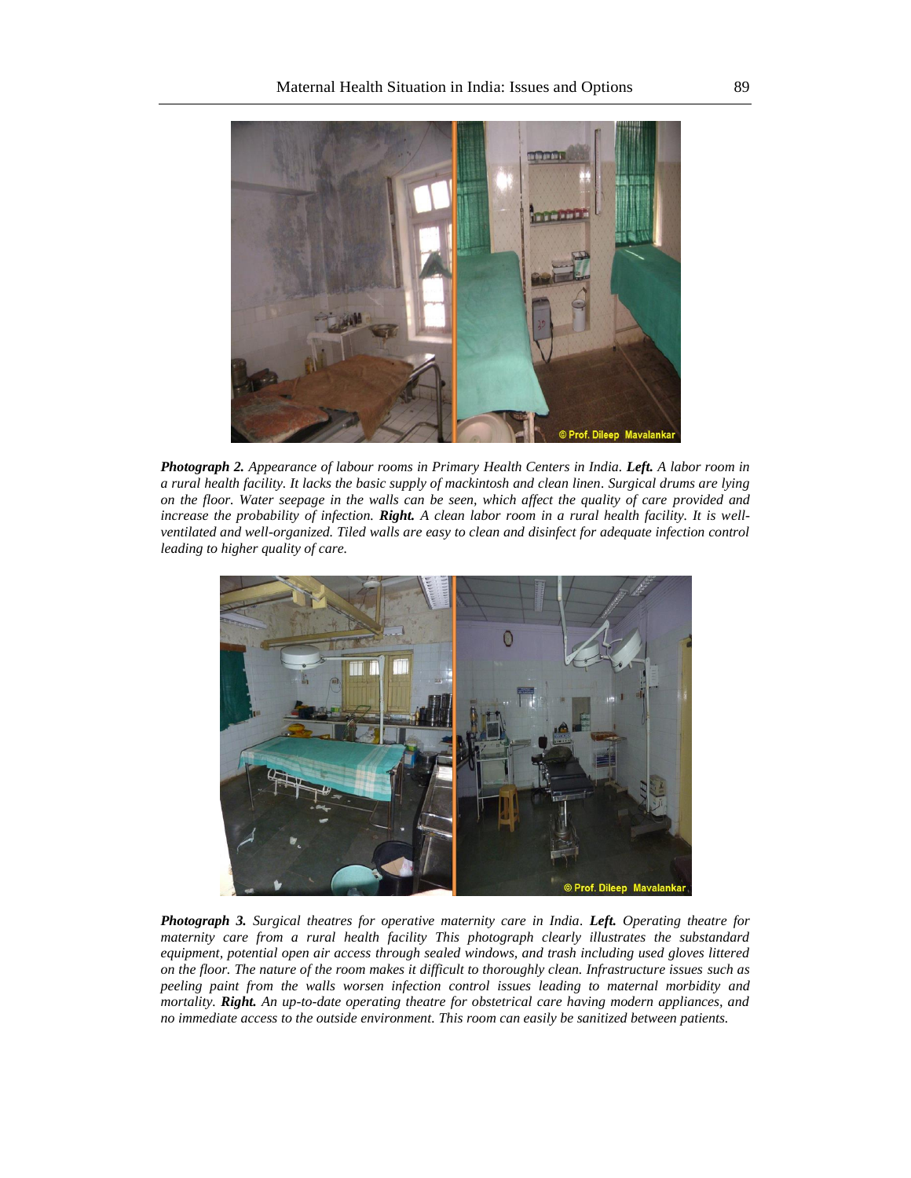***Photograph 2.*** *Appearance of labour rooms in Primary Health Centers in India.* ***Left.*** *A labor room in a rural health facility. It lacks the basic supply of mackintosh and clean linen. Surgical drums are lying on the floor. Water seepage in the walls can be seen, which affect the quality of care provided and increase the probability of infection.* ***Right.*** *A clean labor room in a rural health facility. It is well-ventilated and well-organized. Tiled walls are easy to clean and disinfect for adequate infection control leading to higher quality of care.*

***Photograph 3.*** *Surgical theatres for operative maternity care in India.* ***Left.*** *Operating theatre for maternity care from a rural health facility This photograph clearly illustrates the substandard equipment, potential open air access through sealed windows, and trash including used gloves littered on the floor. The nature of the room makes it difficult to thoroughly clean. Infrastructure issues such as peeling paint from the walls worsen infection control issues leading to maternal morbidity and mortality.* ***Right.*** *An up-to-date operating theatre for obstetrical care having modern appliances, and no immediate access to the outside environment. This room can easily be sanitized between patients.*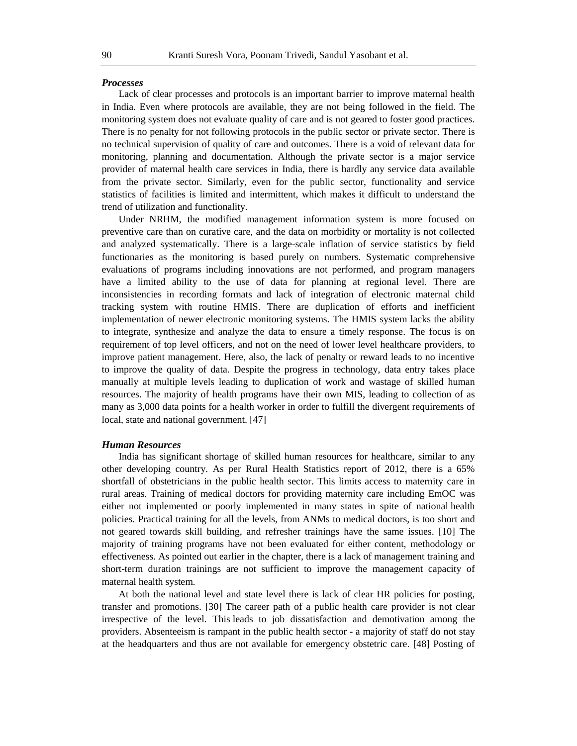### *Processes*

Lack of clear processes and protocols is an important barrier to improve maternal health in India. Even where protocols are available, they are not being followed in the field. The monitoring system does not evaluate quality of care and is not geared to foster good practices. There is no penalty for not following protocols in the public sector or private sector. There is no technical supervision of quality of care and outcomes. There is a void of relevant data for monitoring, planning and documentation. Although the private sector is a major service provider of maternal health care services in India, there is hardly any service data available from the private sector. Similarly, even for the public sector, functionality and service statistics of facilities is limited and intermittent, which makes it difficult to understand the trend of utilization and functionality.

Under NRHM, the modified management information system is more focused on preventive care than on curative care, and the data on morbidity or mortality is not collected and analyzed systematically. There is a large-scale inflation of service statistics by field functionaries as the monitoring is based purely on numbers. Systematic comprehensive evaluations of programs including innovations are not performed, and program managers have a limited ability to the use of data for planning at regional level. There are inconsistencies in recording formats and lack of integration of electronic maternal child tracking system with routine HMIS. There are duplication of efforts and inefficient implementation of newer electronic monitoring systems. The HMIS system lacks the ability to integrate, synthesize and analyze the data to ensure a timely response. The focus is on requirement of top level officers, and not on the need of lower level healthcare providers, to improve patient management. Here, also, the lack of penalty or reward leads to no incentive to improve the quality of data. Despite the progress in technology, data entry takes place manually at multiple levels leading to duplication of work and wastage of skilled human resources. The majority of health programs have their own MIS, leading to collection of as many as 3,000 data points for a health worker in order to fulfill the divergent requirements of local, state and national government. [47]

### *Human Resources*

India has significant shortage of skilled human resources for healthcare, similar to any other developing country. As per Rural Health Statistics report of 2012, there is a 65% shortfall of obstetricians in the public health sector. This limits access to maternity care in rural areas. Training of medical doctors for providing maternity care including EmOC was either not implemented or poorly implemented in many states in spite of national health policies. Practical training for all the levels, from ANMs to medical doctors, is too short and not geared towards skill building, and refresher trainings have the same issues. [10] The majority of training programs have not been evaluated for either content, methodology or effectiveness. As pointed out earlier in the chapter, there is a lack of management training and short-term duration trainings are not sufficient to improve the management capacity of maternal health system.

At both the national level and state level there is lack of clear HR policies for posting, transfer and promotions. [30] The career path of a public health care provider is not clear irrespective of the level. This leads to job dissatisfaction and demotivation among the providers. Absenteeism is rampant in the public health sector - a majority of staff do not stay at the headquarters and thus are not available for emergency obstetric care. [48] Posting of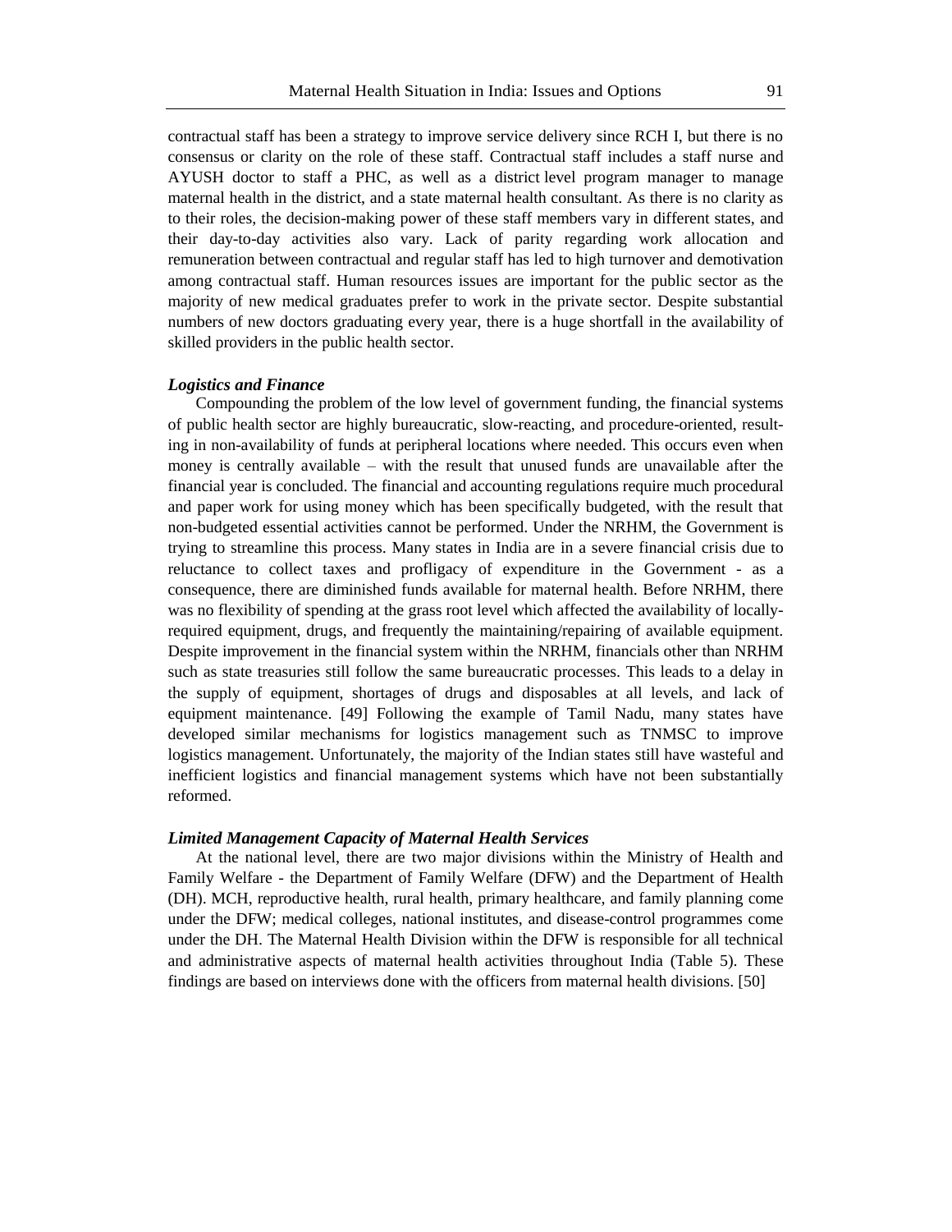contractual staff has been a strategy to improve service delivery since RCH I, but there is no consensus or clarity on the role of these staff. Contractual staff includes a staff nurse and AYUSH doctor to staff a PHC, as well as a district level program manager to manage maternal health in the district, and a state maternal health consultant. As there is no clarity as to their roles, the decision-making power of these staff members vary in different states, and their day-to-day activities also vary. Lack of parity regarding work allocation and remuneration between contractual and regular staff has led to high turnover and demotivation among contractual staff. Human resources issues are important for the public sector as the majority of new medical graduates prefer to work in the private sector. Despite substantial numbers of new doctors graduating every year, there is a huge shortfall in the availability of skilled providers in the public health sector.

### *Logistics and Finance*

Compounding the problem of the low level of government funding, the financial systems of public health sector are highly bureaucratic, slow-reacting, and procedure-oriented, resulting in non-availability of funds at peripheral locations where needed. This occurs even when money is centrally available – with the result that unused funds are unavailable after the financial year is concluded. The financial and accounting regulations require much procedural and paper work for using money which has been specifically budgeted, with the result that non-budgeted essential activities cannot be performed. Under the NRHM, the Government is trying to streamline this process. Many states in India are in a severe financial crisis due to reluctance to collect taxes and profligacy of expenditure in the Government - as a consequence, there are diminished funds available for maternal health. Before NRHM, there was no flexibility of spending at the grass root level which affected the availability of locally-required equipment, drugs, and frequently the maintaining/repairing of available equipment. Despite improvement in the financial system within the NRHM, financials other than NRHM such as state treasuries still follow the same bureaucratic processes. This leads to a delay in the supply of equipment, shortages of drugs and disposables at all levels, and lack of equipment maintenance. [49] Following the example of Tamil Nadu, many states have developed similar mechanisms for logistics management such as TNMSC to improve logistics management. Unfortunately, the majority of the Indian states still have wasteful and inefficient logistics and financial management systems which have not been substantially reformed.

### *Limited Management Capacity of Maternal Health Services*

At the national level, there are two major divisions within the Ministry of Health and Family Welfare - the Department of Family Welfare (DFW) and the Department of Health (DH). MCH, reproductive health, rural health, primary healthcare, and family planning come under the DFW; medical colleges, national institutes, and disease-control programmes come under the DH. The Maternal Health Division within the DFW is responsible for all technical and administrative aspects of maternal health activities throughout India (Table 5). These findings are based on interviews done with the officers from maternal health divisions. [50]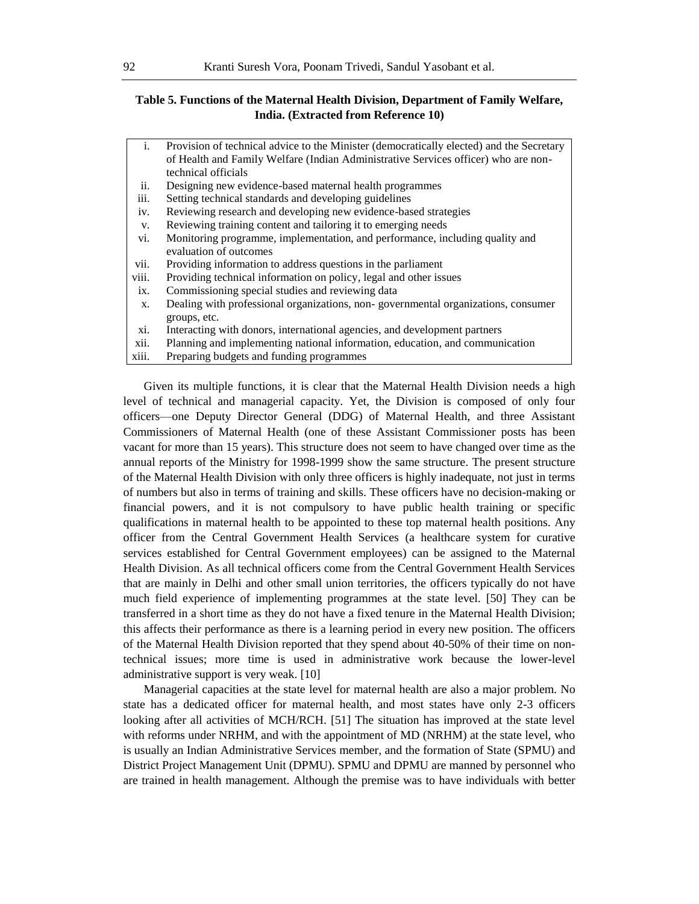**Table 5. Functions of the Maternal Health Division, Department of Family Welfare, India. (Extracted from Reference 10)**

| | |
|---|---|
| i. | Provision of technical advice to the Minister (democratically elected) and the Secretary of Health and Family Welfare (Indian Administrative Services officer) who are non-technical officials |
| ii. | Designing new evidence-based maternal health programmes |
| iii. | Setting technical standards and developing guidelines |
| iv. | Reviewing research and developing new evidence-based strategies |
| v. | Reviewing training content and tailoring it to emerging needs |
| vi. | Monitoring programme, implementation, and performance, including quality and evaluation of outcomes |
| vii. | Providing information to address questions in the parliament |
| viii. | Providing technical information on policy, legal and other issues |
| ix. | Commissioning special studies and reviewing data |
| x. | Dealing with professional organizations, non- governmental organizations, consumer groups, etc. |
| xi. | Interacting with donors, international agencies, and development partners |
| xii. | Planning and implementing national information, education, and communication |
| xiii. | Preparing budgets and funding programmes |

Given its multiple functions, it is clear that the Maternal Health Division needs a high level of technical and managerial capacity. Yet, the Division is composed of only four officers—one Deputy Director General (DDG) of Maternal Health, and three Assistant Commissioners of Maternal Health (one of these Assistant Commissioner posts has been vacant for more than 15 years). This structure does not seem to have changed over time as the annual reports of the Ministry for 1998-1999 show the same structure. The present structure of the Maternal Health Division with only three officers is highly inadequate, not just in terms of numbers but also in terms of training and skills. These officers have no decision-making or financial powers, and it is not compulsory to have public health training or specific qualifications in maternal health to be appointed to these top maternal health positions. Any officer from the Central Government Health Services (a healthcare system for curative services established for Central Government employees) can be assigned to the Maternal Health Division. As all technical officers come from the Central Government Health Services that are mainly in Delhi and other small union territories, the officers typically do not have much field experience of implementing programmes at the state level. [50] They can be transferred in a short time as they do not have a fixed tenure in the Maternal Health Division; this affects their performance as there is a learning period in every new position. The officers of the Maternal Health Division reported that they spend about 40-50% of their time on non-technical issues; more time is used in administrative work because the lower-level administrative support is very weak. [10]

Managerial capacities at the state level for maternal health are also a major problem. No state has a dedicated officer for maternal health, and most states have only 2-3 officers looking after all activities of MCH/RCH. [51] The situation has improved at the state level with reforms under NRHM, and with the appointment of MD (NRHM) at the state level, who is usually an Indian Administrative Services member, and the formation of State (SPMU) and District Project Management Unit (DPMU). SPMU and DPMU are manned by personnel who are trained in health management. Although the premise was to have individuals with better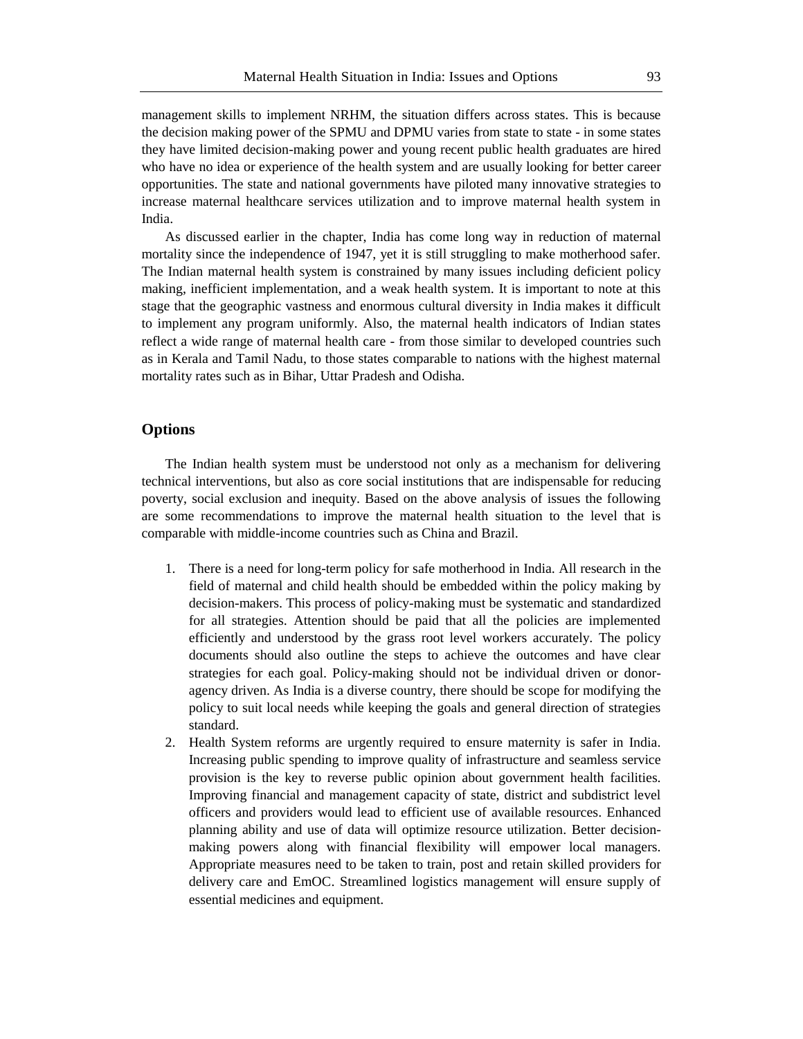management skills to implement NRHM, the situation differs across states. This is because the decision making power of the SPMU and DPMU varies from state to state - in some states they have limited decision-making power and young recent public health graduates are hired who have no idea or experience of the health system and are usually looking for better career opportunities. The state and national governments have piloted many innovative strategies to increase maternal healthcare services utilization and to improve maternal health system in India.

As discussed earlier in the chapter, India has come long way in reduction of maternal mortality since the independence of 1947, yet it is still struggling to make motherhood safer. The Indian maternal health system is constrained by many issues including deficient policy making, inefficient implementation, and a weak health system. It is important to note at this stage that the geographic vastness and enormous cultural diversity in India makes it difficult to implement any program uniformly. Also, the maternal health indicators of Indian states reflect a wide range of maternal health care - from those similar to developed countries such as in Kerala and Tamil Nadu, to those states comparable to nations with the highest maternal mortality rates such as in Bihar, Uttar Pradesh and Odisha.

## Options

The Indian health system must be understood not only as a mechanism for delivering technical interventions, but also as core social institutions that are indispensable for reducing poverty, social exclusion and inequity. Based on the above analysis of issues the following are some recommendations to improve the maternal health situation to the level that is comparable with middle-income countries such as China and Brazil.

1. There is a need for long-term policy for safe motherhood in India. All research in the field of maternal and child health should be embedded within the policy making by decision-makers. This process of policy-making must be systematic and standardized for all strategies. Attention should be paid that all the policies are implemented efficiently and understood by the grass root level workers accurately. The policy documents should also outline the steps to achieve the outcomes and have clear strategies for each goal. Policy-making should not be individual driven or donor-agency driven. As India is a diverse country, there should be scope for modifying the policy to suit local needs while keeping the goals and general direction of strategies standard.
2. Health System reforms are urgently required to ensure maternity is safer in India. Increasing public spending to improve quality of infrastructure and seamless service provision is the key to reverse public opinion about government health facilities. Improving financial and management capacity of state, district and subdistrict level officers and providers would lead to efficient use of available resources. Enhanced planning ability and use of data will optimize resource utilization. Better decision-making powers along with financial flexibility will empower local managers. Appropriate measures need to be taken to train, post and retain skilled providers for delivery care and EmOC. Streamlined logistics management will ensure supply of essential medicines and equipment.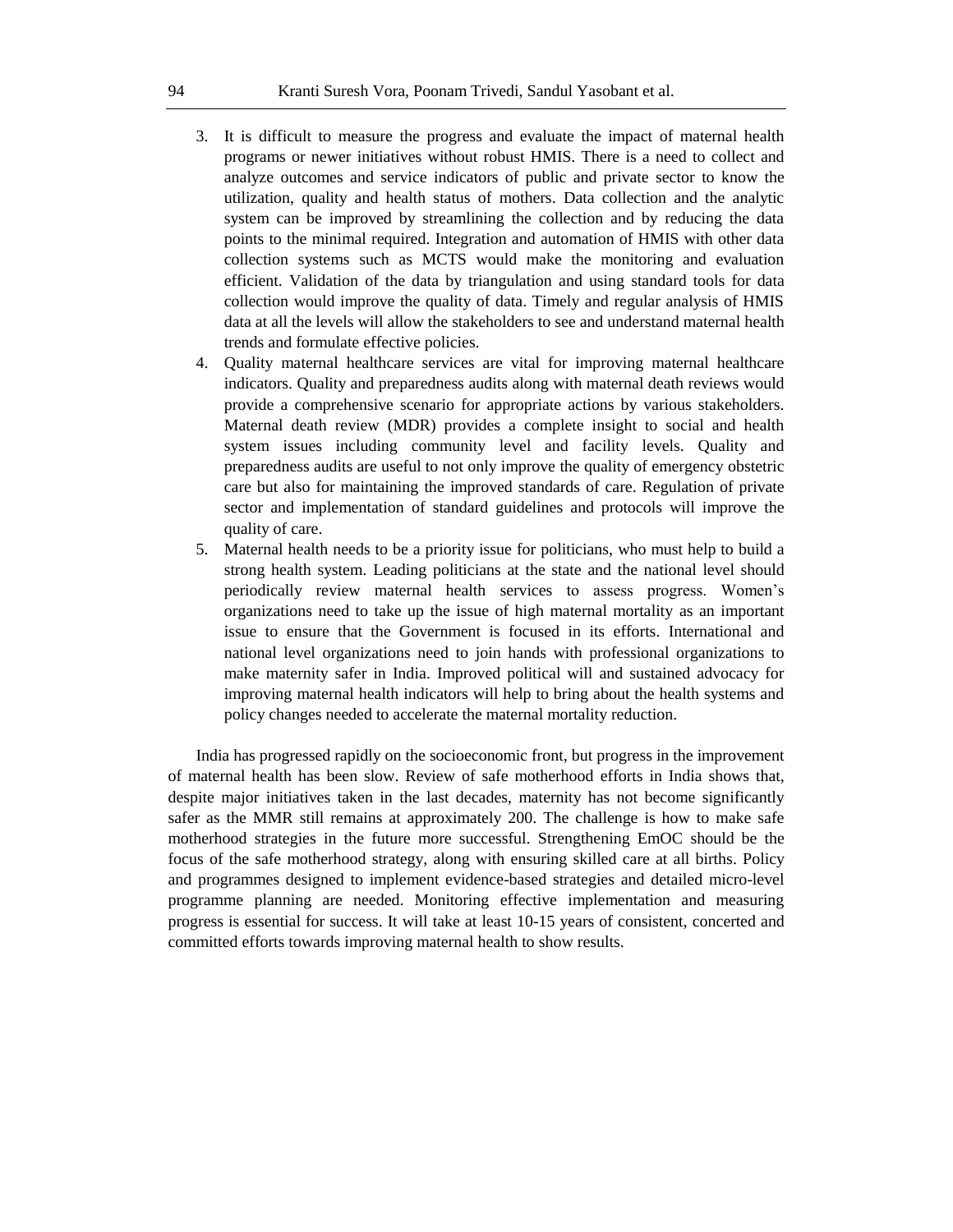3. It is difficult to measure the progress and evaluate the impact of maternal health programs or newer initiatives without robust HMIS. There is a need to collect and analyze outcomes and service indicators of public and private sector to know the utilization, quality and health status of mothers. Data collection and the analytic system can be improved by streamlining the collection and by reducing the data points to the minimal required. Integration and automation of HMIS with other data collection systems such as MCTS would make the monitoring and evaluation efficient. Validation of the data by triangulation and using standard tools for data collection would improve the quality of data. Timely and regular analysis of HMIS data at all the levels will allow the stakeholders to see and understand maternal health trends and formulate effective policies.
4. Quality maternal healthcare services are vital for improving maternal healthcare indicators. Quality and preparedness audits along with maternal death reviews would provide a comprehensive scenario for appropriate actions by various stakeholders. Maternal death review (MDR) provides a complete insight to social and health system issues including community level and facility levels. Quality and preparedness audits are useful to not only improve the quality of emergency obstetric care but also for maintaining the improved standards of care. Regulation of private sector and implementation of standard guidelines and protocols will improve the quality of care.
5. Maternal health needs to be a priority issue for politicians, who must help to build a strong health system. Leading politicians at the state and the national level should periodically review maternal health services to assess progress. Women's organizations need to take up the issue of high maternal mortality as an important issue to ensure that the Government is focused in its efforts. International and national level organizations need to join hands with professional organizations to make maternity safer in India. Improved political will and sustained advocacy for improving maternal health indicators will help to bring about the health systems and policy changes needed to accelerate the maternal mortality reduction.

India has progressed rapidly on the socioeconomic front, but progress in the improvement of maternal health has been slow. Review of safe motherhood efforts in India shows that, despite major initiatives taken in the last decades, maternity has not become significantly safer as the MMR still remains at approximately 200. The challenge is how to make safe motherhood strategies in the future more successful. Strengthening EmOC should be the focus of the safe motherhood strategy, along with ensuring skilled care at all births. Policy and programmes designed to implement evidence-based strategies and detailed micro-level programme planning are needed. Monitoring effective implementation and measuring progress is essential for success. It will take at least 10-15 years of consistent, concerted and committed efforts towards improving maternal health to show results.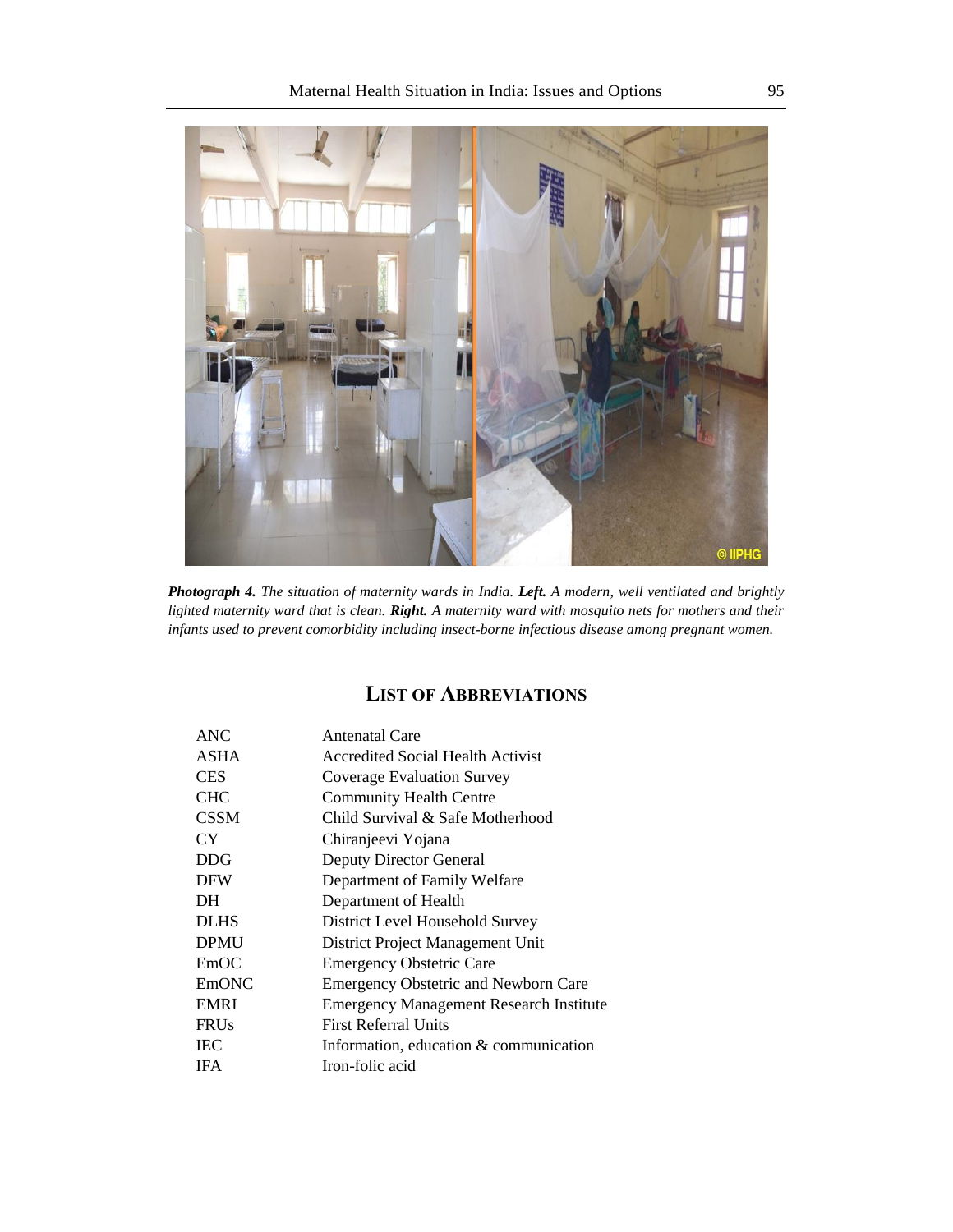***Photograph 4.*** *The situation of maternity wards in India.* ***Left.*** *A modern, well ventilated and brightly lighted maternity ward that is clean.* ***Right.*** *A maternity ward with mosquito nets for mothers and their infants used to prevent comorbidity including insect-borne infectious disease among pregnant women.*

## LIST OF ABBREVIATIONS

| | |
|---|---|
| ANC | Antenatal Care |
| ASHA | Accredited Social Health Activist |
| CES | Coverage Evaluation Survey |
| CHC | Community Health Centre |
| CSSM | Child Survival & Safe Motherhood |
| CY | Chiranjeevi Yojana |
| DDG | Deputy Director General |
| DFW | Department of Family Welfare |
| DH | Department of Health |
| DLHS | District Level Household Survey |
| DPMU | District Project Management Unit |
| EmOC | Emergency Obstetric Care |
| EmONC | Emergency Obstetric and Newborn Care |
| EMRI | Emergency Management Research Institute |
| FRUs | First Referral Units |
| IEC | Information, education & communication |
| IFA | Iron-folic acid |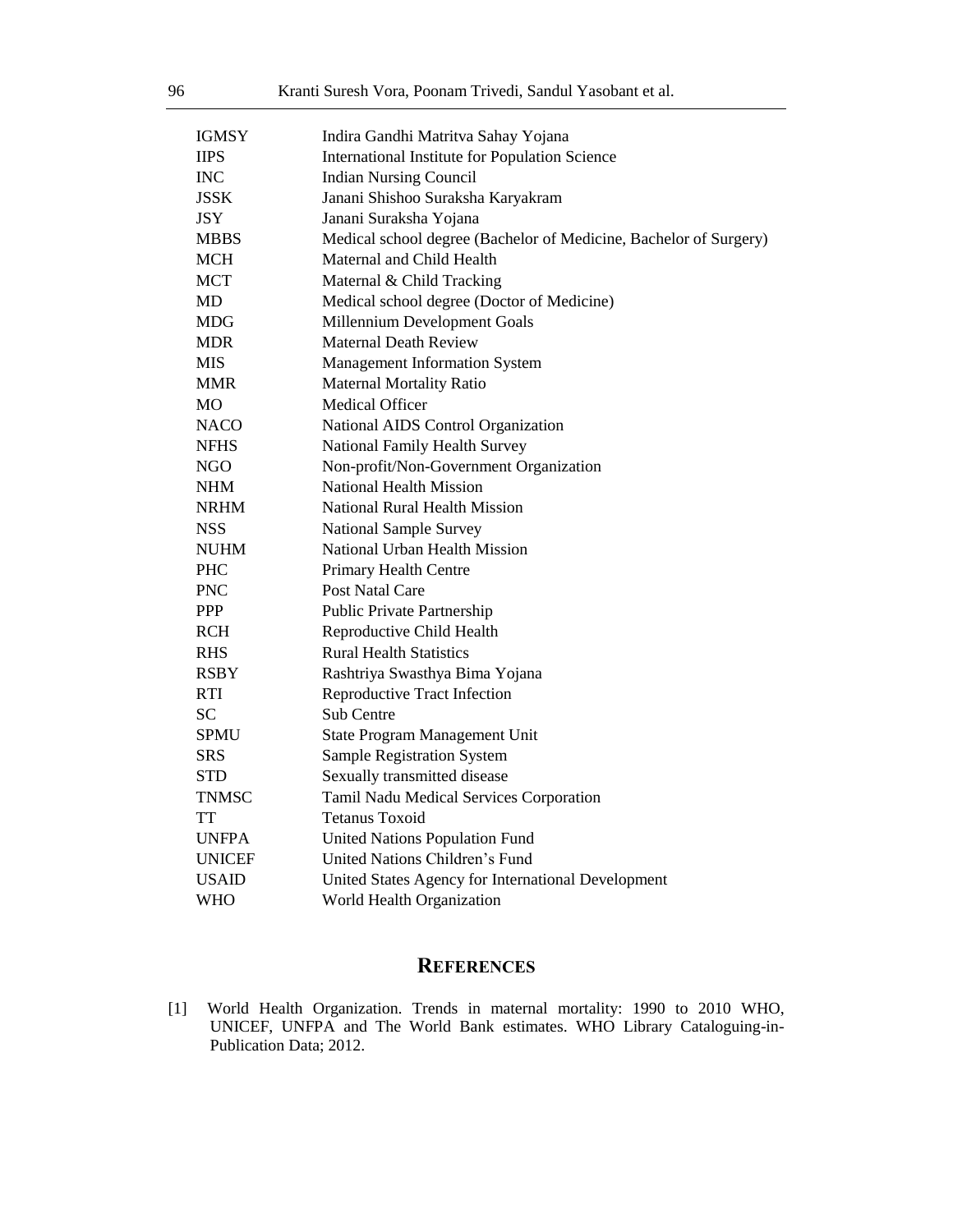| | |
|---|---|
| IGMSY | Indira Gandhi Matritva Sahay Yojana |
| IIPS | International Institute for Population Science |
| INC | Indian Nursing Council |
| JSSK | Janani Shishoo Suraksha Karyakram |
| JSY | Janani Suraksha Yojana |
| MBBS | Medical school degree (Bachelor of Medicine, Bachelor of Surgery) |
| MCH | Maternal and Child Health |
| MCT | Maternal & Child Tracking |
| MD | Medical school degree (Doctor of Medicine) |
| MDG | Millennium Development Goals |
| MDR | Maternal Death Review |
| MIS | Management Information System |
| MMR | Maternal Mortality Ratio |
| MO | Medical Officer |
| NACO | National AIDS Control Organization |
| NFHS | National Family Health Survey |
| NGO | Non-profit/Non-Government Organization |
| NHM | National Health Mission |
| NRHM | National Rural Health Mission |
| NSS | National Sample Survey |
| NUHM | National Urban Health Mission |
| PHC | Primary Health Centre |
| PNC | Post Natal Care |
| PPP | Public Private Partnership |
| RCH | Reproductive Child Health |
| RHS | Rural Health Statistics |
| RSBY | Rashtriya Swasthya Bima Yojana |
| RTI | Reproductive Tract Infection |
| SC | Sub Centre |
| SPMU | State Program Management Unit |
| SRS | Sample Registration System |
| STD | Sexually transmitted disease |
| TNMSC | Tamil Nadu Medical Services Corporation |
| TT | Tetanus Toxoid |
| UNFPA | United Nations Population Fund |
| UNICEF | United Nations Children's Fund |
| USAID | United States Agency for International Development |
| WHO | World Health Organization |

## REFERENCES

[1] World Health Organization. Trends in maternal mortality: 1990 to 2010 WHO, UNICEF, UNFPA and The World Bank estimates. WHO Library Cataloguing-in-Publication Data; 2012.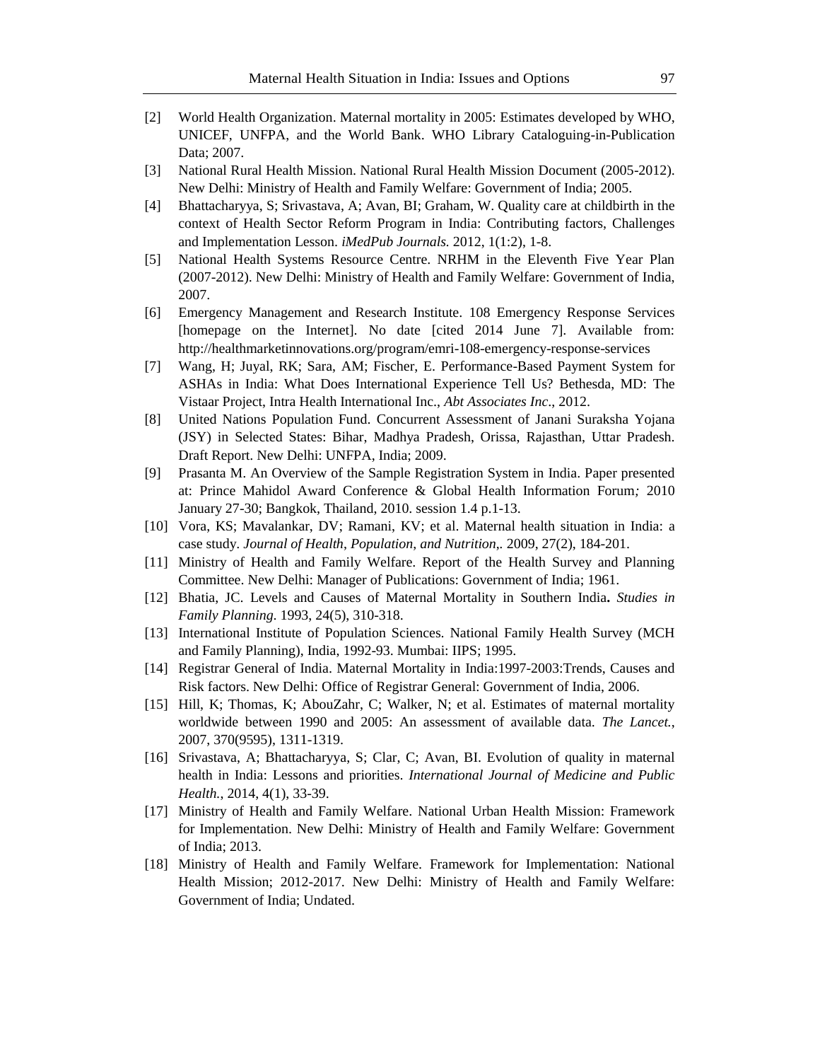[2] World Health Organization. Maternal mortality in 2005: Estimates developed by WHO, UNICEF, UNFPA, and the World Bank. WHO Library Cataloguing-in-Publication Data; 2007.

[3] National Rural Health Mission. National Rural Health Mission Document (2005-2012). New Delhi: Ministry of Health and Family Welfare: Government of India; 2005.

[4] Bhattacharyya, S; Srivastava, A; Avan, BI; Graham, W. Quality care at childbirth in the context of Health Sector Reform Program in India: Contributing factors, Challenges and Implementation Lesson. *iMedPub Journals.* 2012, 1(1:2), 1-8.

[5] National Health Systems Resource Centre. NRHM in the Eleventh Five Year Plan (2007-2012). New Delhi: Ministry of Health and Family Welfare: Government of India, 2007.

[6] Emergency Management and Research Institute. 108 Emergency Response Services [homepage on the Internet]. No date [cited 2014 June 7]. Available from: http://healthmarketinnovations.org/program/emri-108-emergency-response-services

[7] Wang, H; Juyal, RK; Sara, AM; Fischer, E. Performance-Based Payment System for ASHAs in India: What Does International Experience Tell Us? Bethesda, MD: The Vistaar Project, Intra Health International Inc., *Abt Associates Inc*., 2012.

[8] United Nations Population Fund. Concurrent Assessment of Janani Suraksha Yojana (JSY) in Selected States: Bihar, Madhya Pradesh, Orissa, Rajasthan, Uttar Pradesh. Draft Report. New Delhi: UNFPA, India; 2009.

[9] Prasanta M. An Overview of the Sample Registration System in India. Paper presented at: Prince Mahidol Award Conference & Global Health Information Forum*;* 2010 January 27-30; Bangkok, Thailand, 2010. session 1.4 p.1-13.

[10] Vora, KS; Mavalankar, DV; Ramani, KV; et al. Maternal health situation in India: a case study. *Journal of Health*, *Population*, *and Nutrition*,. 2009, 27(2), 184-201.

[11] Ministry of Health and Family Welfare. Report of the Health Survey and Planning Committee. New Delhi: Manager of Publications: Government of India; 1961.

[12] Bhatia, JC. Levels and Causes of Maternal Mortality in Southern India**.** *Studies in Family Planning.* 1993, 24(5), 310-318.

[13] International Institute of Population Sciences. National Family Health Survey (MCH and Family Planning), India, 1992-93. Mumbai: IIPS; 1995.

[14] Registrar General of India. Maternal Mortality in India:1997-2003:Trends, Causes and Risk factors. New Delhi: Office of Registrar General: Government of India, 2006.

[15] Hill, K; Thomas, K; AbouZahr, C; Walker, N; et al. Estimates of maternal mortality worldwide between 1990 and 2005: An assessment of available data. *The Lancet.*, 2007, 370(9595), 1311-1319.

[16] Srivastava, A; Bhattacharyya, S; Clar, C; Avan, BI. Evolution of quality in maternal health in India: Lessons and priorities. *International Journal of Medicine and Public Health.*, 2014, 4(1), 33-39.

[17] Ministry of Health and Family Welfare. National Urban Health Mission: Framework for Implementation. New Delhi: Ministry of Health and Family Welfare: Government of India; 2013.

[18] Ministry of Health and Family Welfare. Framework for Implementation: National Health Mission; 2012-2017. New Delhi: Ministry of Health and Family Welfare: Government of India; Undated.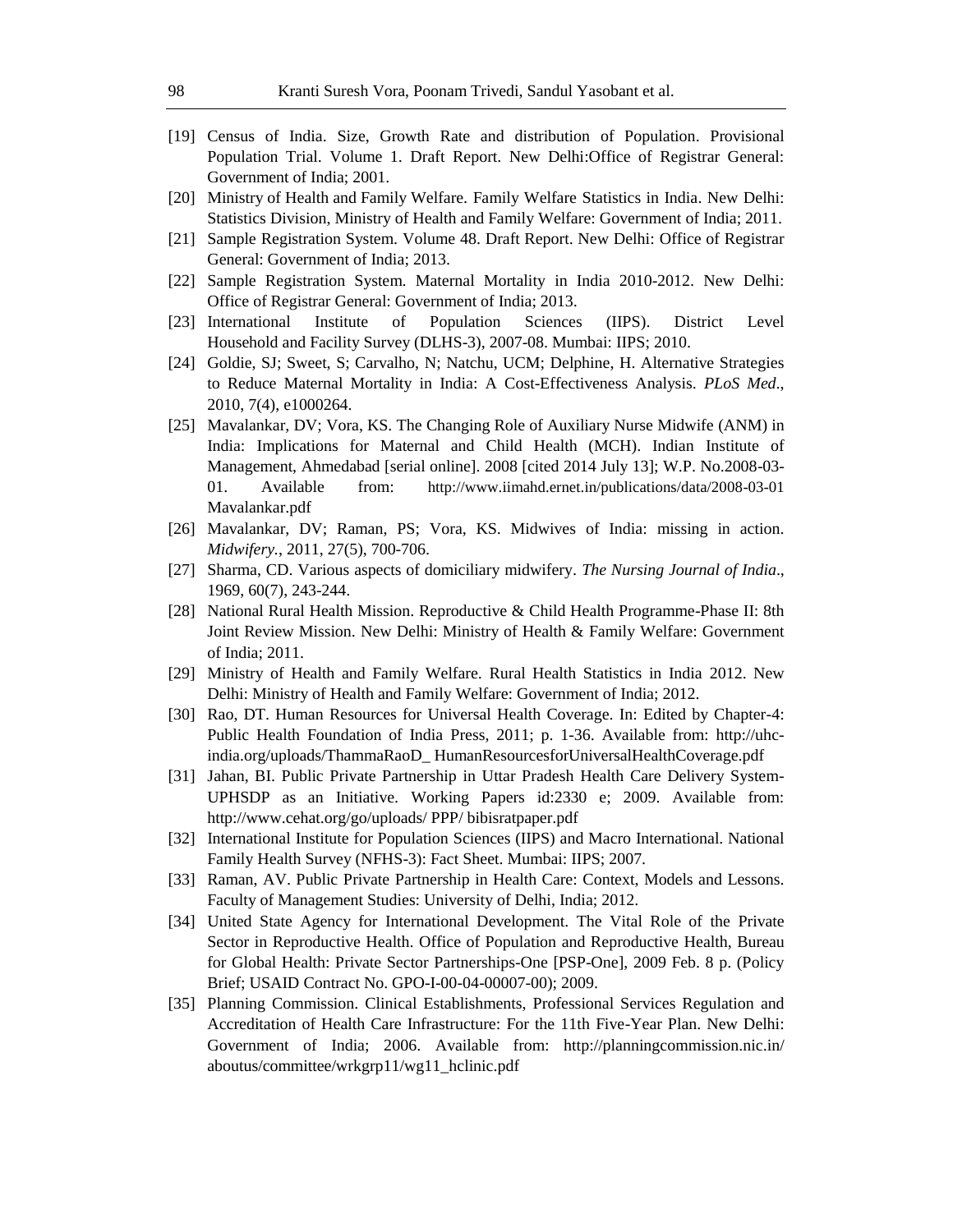[19] Census of India. Size, Growth Rate and distribution of Population. Provisional Population Trial. Volume 1. Draft Report. New Delhi:Office of Registrar General: Government of India; 2001.

[20] Ministry of Health and Family Welfare. Family Welfare Statistics in India. New Delhi: Statistics Division, Ministry of Health and Family Welfare: Government of India; 2011.

[21] Sample Registration System. Volume 48. Draft Report. New Delhi: Office of Registrar General: Government of India; 2013.

[22] Sample Registration System. Maternal Mortality in India 2010-2012. New Delhi: Office of Registrar General: Government of India; 2013.

[23] International Institute of Population Sciences (IIPS). District Level Household and Facility Survey (DLHS-3), 2007-08. Mumbai: IIPS; 2010.

[24] Goldie, SJ; Sweet, S; Carvalho, N; Natchu, UCM; Delphine, H. Alternative Strategies to Reduce Maternal Mortality in India: A Cost-Effectiveness Analysis. *PLoS Med*., 2010, 7(4), e1000264.

[25] Mavalankar, DV; Vora, KS. The Changing Role of Auxiliary Nurse Midwife (ANM) in India: Implications for Maternal and Child Health (MCH). Indian Institute of Management, Ahmedabad [serial online]. 2008 [cited 2014 July 13]; W.P. No.2008-03-01. Available from: http://www.iimahd.ernet.in/publications/data/2008-03-01 Mavalankar.pdf

[26] Mavalankar, DV; Raman, PS; Vora, KS. Midwives of India: missing in action. *Midwifery.*, 2011, 27(5), 700-706.

[27] Sharma, CD. Various aspects of domiciliary midwifery. *The Nursing Journal of India*., 1969, 60(7), 243-244.

[28] National Rural Health Mission. Reproductive & Child Health Programme-Phase II: 8th Joint Review Mission. New Delhi: Ministry of Health & Family Welfare: Government of India; 2011.

[29] Ministry of Health and Family Welfare. Rural Health Statistics in India 2012. New Delhi: Ministry of Health and Family Welfare: Government of India; 2012.

[30] Rao, DT. Human Resources for Universal Health Coverage. In: Edited by Chapter-4: Public Health Foundation of India Press, 2011; p. 1-36. Available from: http://uhc-india.org/uploads/ThammaRaoD_ HumanResourcesforUniversalHealthCoverage.pdf

[31] Jahan, BI. Public Private Partnership in Uttar Pradesh Health Care Delivery System-UPHSDP as an Initiative. Working Papers id:2330 e; 2009. Available from: http://www.cehat.org/go/uploads/ PPP/ bibisratpaper.pdf

[32] International Institute for Population Sciences (IIPS) and Macro International. National Family Health Survey (NFHS-3): Fact Sheet. Mumbai: IIPS; 2007.

[33] Raman, AV. Public Private Partnership in Health Care: Context, Models and Lessons. Faculty of Management Studies: University of Delhi, India; 2012.

[34] United State Agency for International Development. The Vital Role of the Private Sector in Reproductive Health. Office of Population and Reproductive Health, Bureau for Global Health: Private Sector Partnerships-One [PSP-One], 2009 Feb. 8 p. (Policy Brief; USAID Contract No. GPO-I-00-04-00007-00); 2009.

[35] Planning Commission. Clinical Establishments, Professional Services Regulation and Accreditation of Health Care Infrastructure: For the 11th Five-Year Plan. New Delhi: Government of India; 2006. Available from: http://planningcommission.nic.in/ aboutus/committee/wrkgrp11/wg11_hclinic.pdf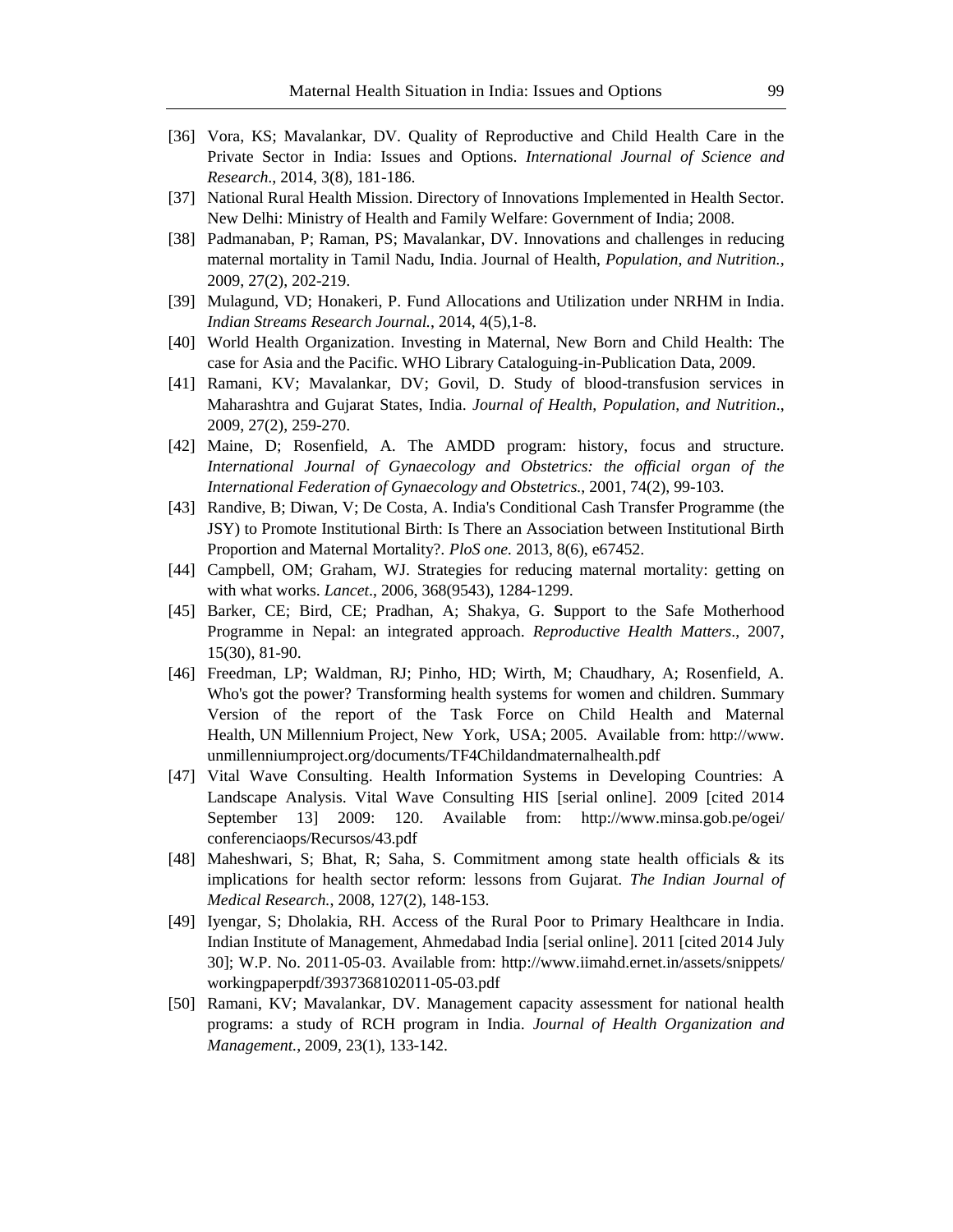[36] Vora, KS; Mavalankar, DV. Quality of Reproductive and Child Health Care in the Private Sector in India: Issues and Options. *International Journal of Science and Research*., 2014, 3(8), 181-186.

[37] National Rural Health Mission. Directory of Innovations Implemented in Health Sector. New Delhi: Ministry of Health and Family Welfare: Government of India; 2008.

[38] Padmanaban, P; Raman, PS; Mavalankar, DV. Innovations and challenges in reducing maternal mortality in Tamil Nadu, India. Journal of Health, *Population, and Nutrition.*, 2009, 27(2), 202-219.

[39] Mulagund, VD; Honakeri, P. Fund Allocations and Utilization under NRHM in India. *Indian Streams Research Journal.*, 2014, 4(5),1-8.

[40] World Health Organization. Investing in Maternal, New Born and Child Health: The case for Asia and the Pacific. WHO Library Cataloguing-in-Publication Data, 2009.

[41] Ramani, KV; Mavalankar, DV; Govil, D. Study of blood-transfusion services in Maharashtra and Gujarat States, India. *Journal of Health, Population, and Nutrition*., 2009, 27(2), 259-270.

[42] Maine, D; Rosenfield, A. The AMDD program: history, focus and structure. *International Journal of Gynaecology and Obstetrics: the official organ of the International Federation of Gynaecology and Obstetrics.*, 2001, 74(2), 99-103.

[43] Randive, B; Diwan, V; De Costa, A. India's Conditional Cash Transfer Programme (the JSY) to Promote Institutional Birth: Is There an Association between Institutional Birth Proportion and Maternal Mortality?. *PloS one.* 2013, 8(6), e67452.

[44] Campbell, OM; Graham, WJ. Strategies for reducing maternal mortality: getting on with what works. *Lancet*., 2006, 368(9543), 1284-1299.

[45] Barker, CE; Bird, CE; Pradhan, A; Shakya, G. **S**upport to the Safe Motherhood Programme in Nepal: an integrated approach. *Reproductive Health Matters*., 2007, 15(30), 81-90.

[46] Freedman, LP; Waldman, RJ; Pinho, HD; Wirth, M; Chaudhary, A; Rosenfield, A. Who's got the power? Transforming health systems for women and children. Summary Version of the report of the Task Force on Child Health and Maternal Health, UN Millennium Project, New York, USA; 2005. Available from: http://www.unmillenniumproject.org/documents/TF4Childandmaternalhealth.pdf

[47] Vital Wave Consulting. Health Information Systems in Developing Countries: A Landscape Analysis. Vital Wave Consulting HIS [serial online]. 2009 [cited 2014 September 13] 2009: 120. Available from: http://www.minsa.gob.pe/ogei/conferenciaops/Recursos/43.pdf

[48] Maheshwari, S; Bhat, R; Saha, S. Commitment among state health officials & its implications for health sector reform: lessons from Gujarat. *The Indian Journal of Medical Research.*, 2008, 127(2), 148-153.

[49] Iyengar, S; Dholakia, RH. Access of the Rural Poor to Primary Healthcare in India. Indian Institute of Management, Ahmedabad India [serial online]. 2011 [cited 2014 July 30]; W.P. No. 2011-05-03. Available from: http://www.iimahd.ernet.in/assets/snippets/workingpaperpdf/3937368102011-05-03.pdf

[50] Ramani, KV; Mavalankar, DV. Management capacity assessment for national health programs: a study of RCH program in India. *Journal of Health Organization and Management.*, 2009, 23(1), 133-142.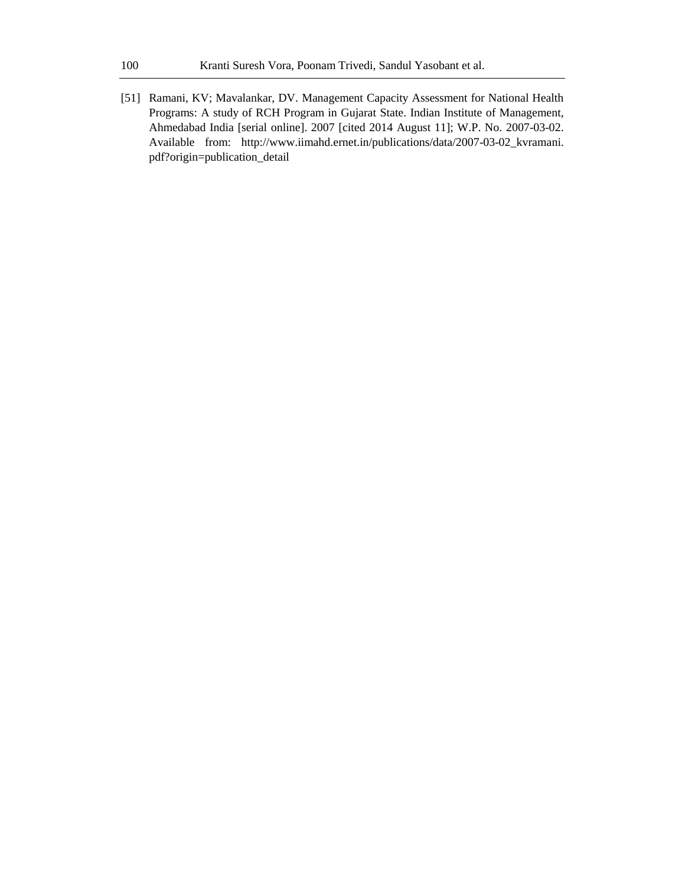[51] Ramani, KV; Mavalankar, DV. Management Capacity Assessment for National Health Programs: A study of RCH Program in Gujarat State. Indian Institute of Management, Ahmedabad India [serial online]. 2007 [cited 2014 August 11]; W.P. No. 2007-03-02. Available from: http://www.iimahd.ernet.in/publications/data/2007-03-02_kvramani.pdf?origin=publication_detail